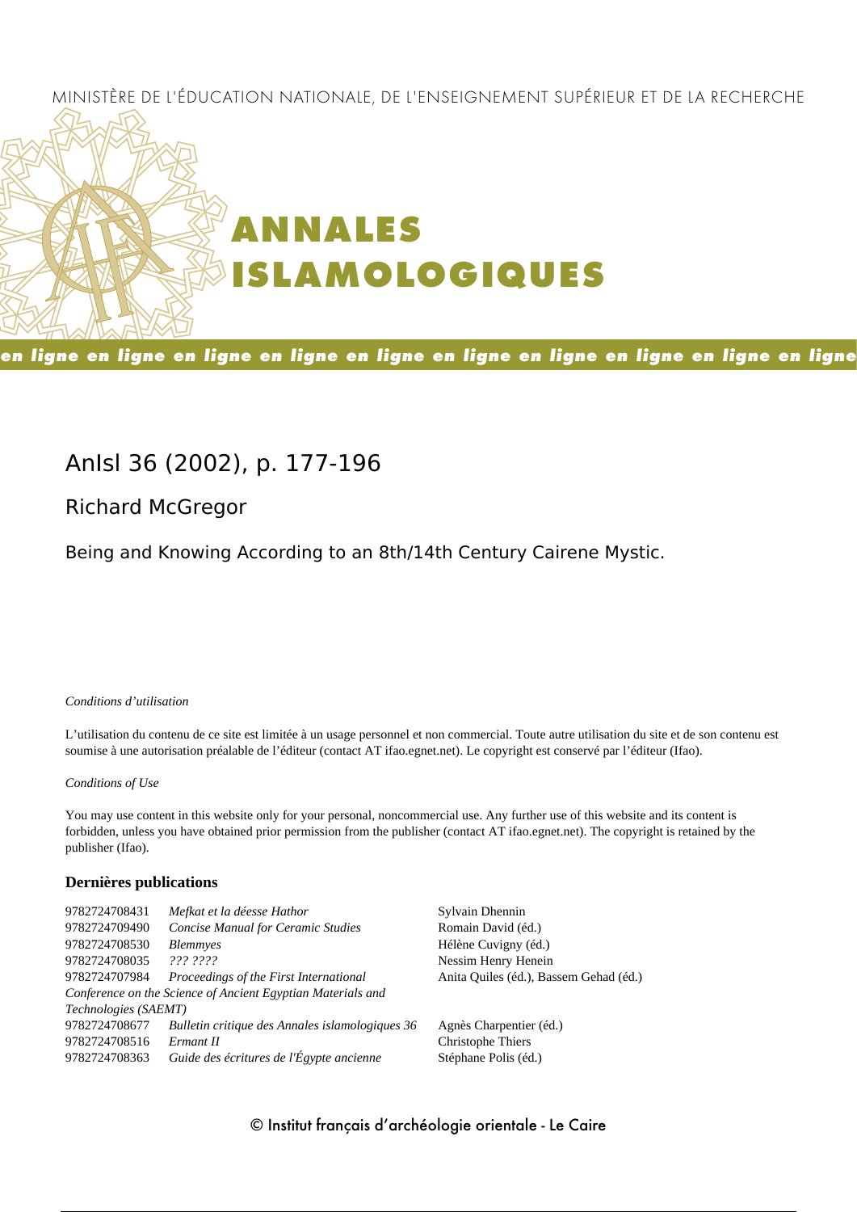MINISTÈRE DE L'ÉDUCATION NATIONALE, DE L'ENSEIGNEMENT SUPÉRIEUR ET DE LA RECHERCHE

# ANNALES ISLAMOLOGIQUES

en ligne en ligne en ligne en ligne en ligne en ligne en ligne en ligne en ligne en ligne

## AnIsl 36 (2002), p. 177-196

### Richard McGregor

Being and Knowing According to an 8th/14th Century Cairene Mystic.

*Conditions d'utilisation*

L'utilisation du contenu de ce site est limitée à un usage personnel et non commercial. Toute autre utilisation du site et de son contenu est soumise à une autorisation préalable de l'éditeur (contact AT ifao.egnet.net). Le copyright est conservé par l'éditeur (Ifao).

*Conditions of Use*

You may use content in this website only for your personal, noncommercial use. Any further use of this website and its content is forbidden, unless you have obtained prior permission from the publisher (contact AT ifao.egnet.net). The copyright is retained by the publisher (Ifao).

**Dernières publications**

| | | |
|---|---|---|
| 9782724708431 | *Mefkat et la déesse Hathor* | Sylvain Dhennin |
| 9782724709490 | *Concise Manual for Ceramic Studies* | Romain David (éd.) |
| 9782724708530 | *Blemmyes* | Hélène Cuvigny (éd.) |
| 9782724708035 | *??? ????* | Nessim Henry Henein |
| 9782724707984 | *Proceedings of the First International Conference on the Science of Ancient Egyptian Materials and Technologies (SAEMT)* | Anita Quiles (éd.), Bassem Gehad (éd.) |
| 9782724708677 | *Bulletin critique des Annales islamologiques 36* | Agnès Charpentier (éd.) |
| 9782724708516 | *Ermant II* | Christophe Thiers |
| 9782724708363 | *Guide des écritures de l'Égypte ancienne* | Stéphane Polis (éd.) |

© Institut français d'archéologie orientale - Le Caire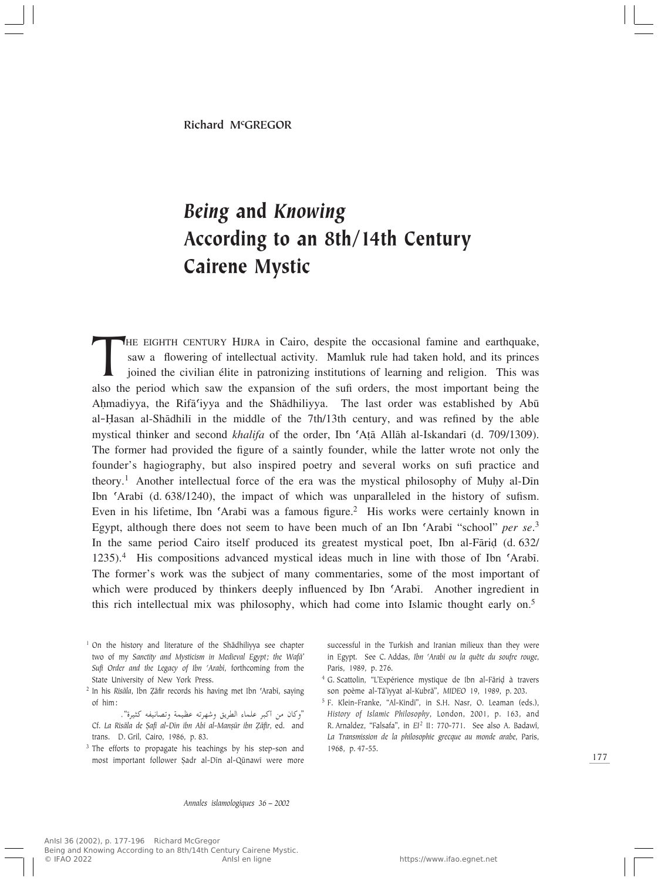Richard M[c]GREGOR

# *Being* and *Knowing* According to an 8th/14th Century Cairene Mystic

THE EIGHTH CENTURY HIJRA in Cairo, despite the occasional famine and earthquake, saw a flowering of intellectual activity. Mamluk rule had taken hold, and its princes joined the civilian élite in patronizing institutions of learning and religion. This was also the period which saw the expansion of the sufi orders, the most important being the Aḥmadiyya, the Rifāʿiyya and the Shādhiliyya. The last order was established by Abū al-Ḥasan al-Shādhilī in the middle of the 7th/13th century, and was refined by the able mystical thinker and second *khalifa* of the order, Ibn ʿAṭā Allāh al-Iskandarī (d. 709/1309). The former had provided the figure of a saintly founder, while the latter wrote not only the founder's hagiography, but also inspired poetry and several works on sufi practice and theory.[1] Another intellectual force of the era was the mystical philosophy of Muḥy al-Dīn Ibn ʿArabī (d. 638/1240), the impact of which was unparalleled in the history of sufism. Even in his lifetime, Ibn ʿArabī was a famous figure.[2] His works were certainly known in Egypt, although there does not seem to have been much of an Ibn ʿArabī "school" *per se*.[3] In the same period Cairo itself produced its greatest mystical poet, Ibn al-Fāriḍ (d. 632/1235).[4] His compositions advanced mystical ideas much in line with those of Ibn ʿArabī. The former's work was the subject of many commentaries, some of the most important of which were produced by thinkers deeply influenced by Ibn ʿArabī. Another ingredient in this rich intellectual mix was philosophy, which had come into Islamic thought early on.[5]

[1] On the history and literature of the Shādhiliyya see chapter two of my *Sanctity and Mysticism in Medieval Egypt; the Wafāʾ Sufi Order and the Legacy of Ibn ʿArabi*, forthcoming from the State University of New York Press.

[2] In his *Risāla*, Ibn Ẓāfir records his having met Ibn ʿArabī, saying of him:

"وكان من أكبر علماء الطريق وشهرته عظيمة وتصانيفه كثيرة".

Cf. *La Risāla de Ṣafī al-Dīn ibn Abī al-Manṣūr ibn Ẓāfir*, ed. and trans. D. Gril, Cairo, 1986, p. 83.

[3] The efforts to propagate his teachings by his step-son and most important follower Ṣadr al-Dīn al-Qūnawī were more successful in the Turkish and Iranian milieux than they were in Egypt. See C. Addas, *Ibn ʿArabi ou la quête du soufre rouge*, Paris, 1989, p. 276.

[4] G. Scattolin, "L'Expérience mystique de Ibn al-Fāriḍ à travers son poème al-Tāʾiyyat al-Kubrā", *MIDEO* 19, 1989, p. 203.

[5] F. Klein-Franke, "Al-Kindi", in S.H. Nasr, O. Leaman (eds.), *History of Islamic Philosophy*, London, 2001, p. 163, and R. Arnaldez, "Falsafa", in *EI*[2] II: 770-771. See also A. Badawî, *La Transmission de la philosophie grecque au monde arabe*, Paris, 1968, p. 47-55.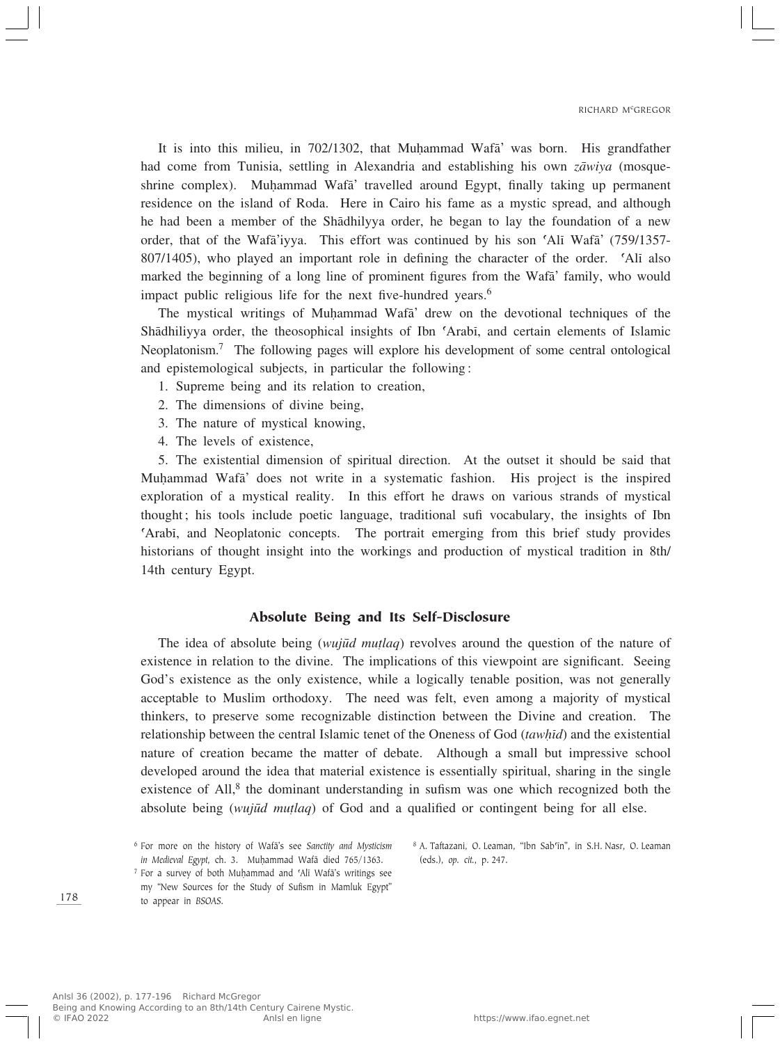It is into this milieu, in 702/1302, that Muḥammad Wafā' was born. His grandfather had come from Tunisia, settling in Alexandria and establishing his own *zāwiya* (mosque-shrine complex). Muḥammad Wafā' travelled around Egypt, finally taking up permanent residence on the island of Roda. Here in Cairo his fame as a mystic spread, and although he had been a member of the Shādhilyya order, he began to lay the foundation of a new order, that of the Wafā'iyya. This effort was continued by his son ʿAlī Wafā' (759/1357-807/1405), who played an important role in defining the character of the order. ʿAlī also marked the beginning of a long line of prominent figures from the Wafā' family, who would impact public religious life for the next five-hundred years.[6]

The mystical writings of Muḥammad Wafā' drew on the devotional techniques of the Shādhiliyya order, the theosophical insights of Ibn ʿArabī, and certain elements of Islamic Neoplatonism.[7] The following pages will explore his development of some central ontological and epistemological subjects, in particular the following :

1. Supreme being and its relation to creation,
2. The dimensions of divine being,
3. The nature of mystical knowing,
4. The levels of existence,
5. The existential dimension of spiritual direction. At the outset it should be said that Muḥammad Wafā' does not write in a systematic fashion. His project is the inspired exploration of a mystical reality. In this effort he draws on various strands of mystical thought ; his tools include poetic language, traditional sufi vocabulary, the insights of Ibn ʿArabī, and Neoplatonic concepts. The portrait emerging from this brief study provides historians of thought insight into the workings and production of mystical tradition in 8th/14th century Egypt.

## Absolute Being and Its Self-Disclosure

The idea of absolute being (*wujūd muṭlaq*) revolves around the question of the nature of existence in relation to the divine. The implications of this viewpoint are significant. Seeing God's existence as the only existence, while a logically tenable position, was not generally acceptable to Muslim orthodoxy. The need was felt, even among a majority of mystical thinkers, to preserve some recognizable distinction between the Divine and creation. The relationship between the central Islamic tenet of the Oneness of God (*tawḥīd*) and the existential nature of creation became the matter of debate. Although a small but impressive school developed around the idea that material existence is essentially spiritual, sharing in the single existence of All,[8] the dominant understanding in sufism was one which recognized both the absolute being (*wujūd muṭlaq*) of God and a qualified or contingent being for all else.

[6] For more on the history of Wafā's see *Sanctity and Mysticism in Medieval Egypt*, ch. 3. Muḥammad Wafā died 765/1363.

[7] For a survey of both Muḥammad and ʿAlī Wafā's writings see my "New Sources for the Study of Sufism in Mamluk Egypt" to appear in *BSOAS*.

[8] A. Taftazani, O. Leaman, "Ibn Sabʿīn", in S.H. Nasr, O. Leaman (eds.), *op. cit.*, p. 247.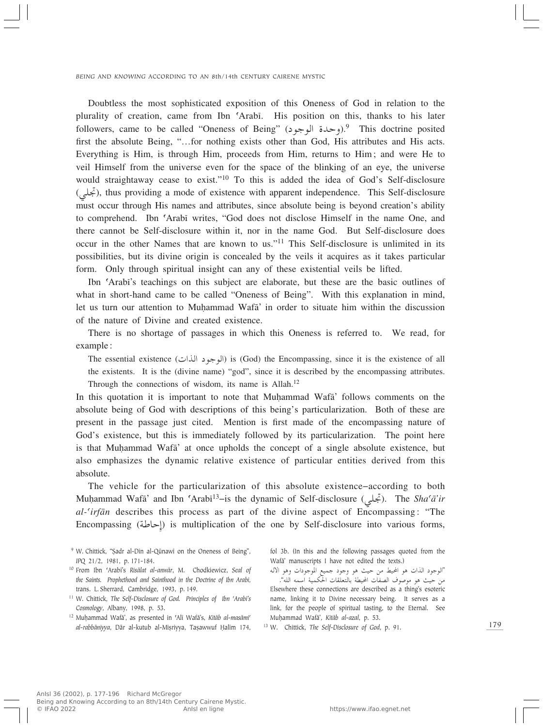Doubtless the most sophisticated exposition of this Oneness of God in relation to the plurality of creation, came from Ibn ʿArabī. His position on this, thanks to his later followers, came to be called "Oneness of Being" (وحدة الوجود).[9] This doctrine posited first the absolute Being, "…for nothing exists other than God, His attributes and His acts. Everything is Him, is through Him, proceeds from Him, returns to Him; and were He to veil Himself from the universe even for the space of the blinking of an eye, the universe would straightaway cease to exist."[10] To this is added the idea of God's Self-disclosure (تجلي), thus providing a mode of existence with apparent independence. This Self-disclosure must occur through His names and attributes, since absolute being is beyond creation's ability to comprehend. Ibn ʿArabī writes, "God does not disclose Himself in the name One, and there cannot be Self-disclosure within it, nor in the name God. But Self-disclosure does occur in the other Names that are known to us."[11] This Self-disclosure is unlimited in its possibilities, but its divine origin is concealed by the veils it acquires as it takes particular form. Only through spiritual insight can any of these existential veils be lifted.

Ibn ʿArabī's teachings on this subject are elaborate, but these are the basic outlines of what in short-hand came to be called "Oneness of Being". With this explanation in mind, let us turn our attention to Muḥammad Wafā' in order to situate him within the discussion of the nature of Divine and created existence.

There is no shortage of passages in which this Oneness is referred to. We read, for example:

> The essential existence (الوجود الذات) is (God) the Encompassing, since it is the existence of all the existents. It is the (divine name) "god", since it is described by the encompassing attributes. Through the connections of wisdom, its name is Allah.[12]

In this quotation it is important to note that Muḥammad Wafā' follows comments on the absolute being of God with descriptions of this being's particularization. Both of these are present in the passage just cited. Mention is first made of the encompassing nature of God's existence, but this is immediately followed by its particularization. The point here is that Muḥammad Wafā' at once upholds the concept of a single absolute existence, but also emphasizes the dynamic relative existence of particular entities derived from this absolute.

The vehicle for the particularization of this absolute existence–according to both Muḥammad Wafā' and Ibn ʿArabī[13]–is the dynamic of Self-disclosure (تجلي). The *Shaʿā'ir al-ʿirfān* describes this process as part of the divine aspect of Encompassing: "The Encompassing (إحاطة) is multiplication of the one by Self-disclosure into various forms,

---

[9] W. Chittick, "Ṣadr al-Dīn al-Qūnawī on the Oneness of Being", *IPQ* 21/2, 1981, p. 171-184.

[10] From Ibn ʿArabī's *Risālat al-anwār*, M. Chodkiewicz, *Seal of the Saints. Prophethood and Sainthood in the Doctrine of Ibn Arabi*, trans. L. Sherrard, Cambridge, 1993, p. 149.

[11] W. Chittick, *The Self-Disclosure of God. Principles of Ibn ʿArabi's Cosmology*, Albany, 1998, p. 53.

[12] Muḥammad Wafā', as presented in ʿAlī Wafā's, *Kitāb al-masāmiʿ al-rabbāniyya*, Dār al-kutub al-Miṣriyya, Taṣawwuf Ḥalim 174, fol 3b. (In this and the following passages quoted from the Wafā' manuscripts I have not edited the texts.)
"الوجود الذات هو المحيط من حيث هو وجود جميع الموجودات وهو الاله من حيث هو موصوف الصفات المحيطة بالتعلقات الحكمية اسمه الله".
Elsewhere these connections are described as a thing's esoteric name, linking it to Divine necessary being. It serves as a link, for the people of spiritual tasting, to the Eternal. See Muḥammad Wafā', *Kitāb al-azal*, p. 53.

[13] W. Chittick, *The Self-Disclosure of God*, p. 91.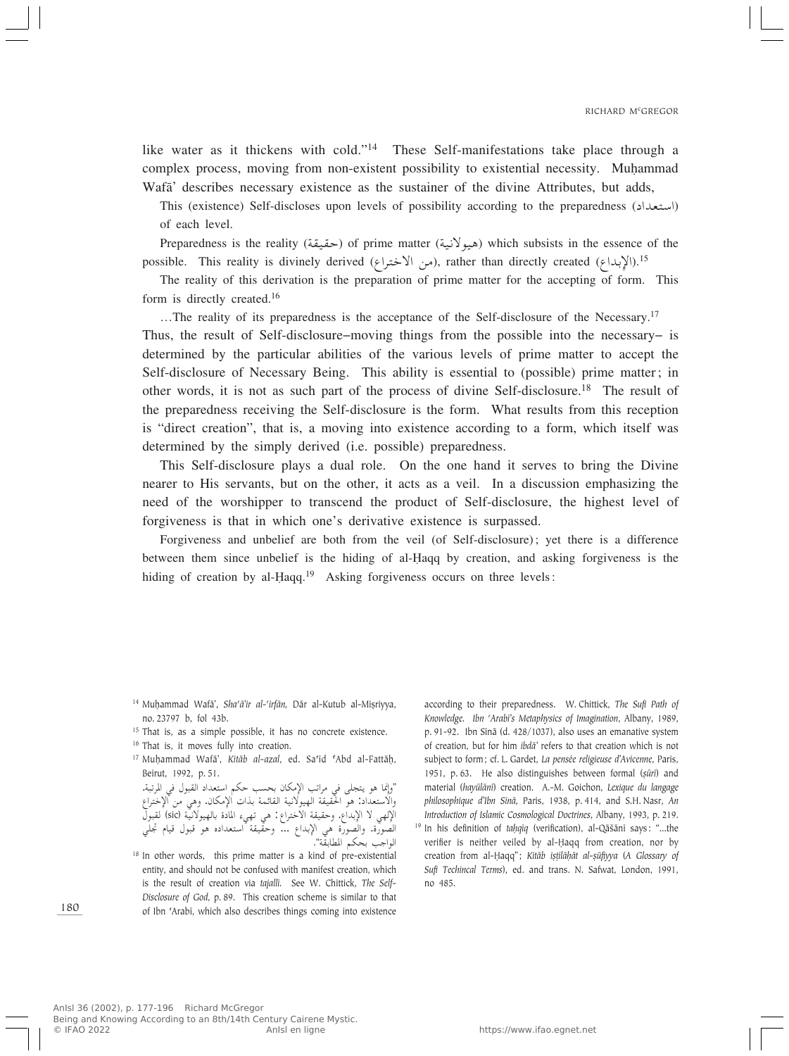like water as it thickens with cold."[14] These Self-manifestations take place through a complex process, moving from non-existent possibility to existential necessity. Muḥammad Wafā' describes necessary existence as the sustainer of the divine Attributes, but adds,

> This (existence) Self-discloses upon levels of possibility according to the preparedness (استعداد) of each level.
>
> Preparedness is the reality (حقيقة) of prime matter (هيولانية) which subsists in the essence of the possible. This reality is divinely derived (من الاختراع), rather than directly created (الإبداع).[15]
>
> The reality of this derivation is the preparation of prime matter for the accepting of form. This form is directly created.[16]
>
> …The reality of its preparedness is the acceptance of the Self-disclosure of the Necessary.[17]

Thus, the result of Self-disclosure–moving things from the possible into the necessary– is determined by the particular abilities of the various levels of prime matter to accept the Self-disclosure of Necessary Being. This ability is essential to (possible) prime matter; in other words, it is not as such part of the process of divine Self-disclosure.[18] The result of the preparedness receiving the Self-disclosure is the form. What results from this reception is "direct creation", that is, a moving into existence according to a form, which itself was determined by the simply derived (i.e. possible) preparedness.

This Self-disclosure plays a dual role. On the one hand it serves to bring the Divine nearer to His servants, but on the other, it acts as a veil. In a discussion emphasizing the need of the worshipper to transcend the product of Self-disclosure, the highest level of forgiveness is that in which one's derivative existence is surpassed.

> Forgiveness and unbelief are both from the veil (of Self-disclosure); yet there is a difference between them since unbelief is the hiding of al-Ḥaqq by creation, and asking forgiveness is the hiding of creation by al-Ḥaqq.[19] Asking forgiveness occurs on three levels:

---

[14] Muḥammad Wafā', *Sha'ā'ir al-'irfān*, Dār al-Kutub al-Miṣriyya, no. 23797 b, fol 43b.

[15] That is, as a simple possible, it has no concrete existence.

[16] That is, it moves fully into creation.

[17] Muḥammad Wafā', *Kitāb al-azal*, ed. Sa'īd 'Abd al-Fattāḥ, Beirut, 1992, p. 51.
"وإنما هو يتجلى في مراتب الإمكان بحسب حكم استعداد القبول في المرتبة. والاستعداد: هو الحقيقة الهيولانية القائمة بذات الإمكان. وهي من الإختراع الإلهي لا الإبداع. وحقيقة الاختراع: هي تهيء المادة بالهيولانية (sic) لقبول الصورة. والصورة هي الإبداع ... وحقيقة استعداده هو قبول قيام تجلي الواجب بحكم المطابقة".

[18] In other words, this prime matter is a kind of pre-existential entity, and should not be confused with manifest creation, which is the result of creation via *tajallī*. See W. Chittick, *The Self-Disclosure of God*, p. 89. This creation scheme is similar to that of Ibn 'Arabī, which also describes things coming into existence according to their preparedness. W. Chittick, *The Sufi Path of Knowledge. Ibn 'Arabi's Metaphysics of Imagination*, Albany, 1989, p. 91-92. Ibn Sīnā (d. 428/1037), also uses an emanative system of creation, but for him *ibdā'* refers to that creation which is not subject to form; cf. L. Gardet, *La pensée religieuse d'Avicenne*, Paris, 1951, p. 63. He also distinguishes between formal (*ṣūrī*) and material (*hayūlānī*) creation. A.-M. Goichon, *Lexique du langage philosophique d'Ibn Sīnā*, Paris, 1938, p. 414, and S.H. Nasr, *An Introduction of Islamic Cosmological Doctrines*, Albany, 1993, p. 219.

[19] In his definition of *taḥqīq* (verification), al-Qāšānī says: "...the verifier is neither veiled by al-Ḥaqq from creation, nor by creation from al-Ḥaqq"; *Kitāb iṣṭilāḥāt al-ṣūfiyya* (*A Glossary of Sufi Techincal Terms*), ed. and trans. N. Safwat, London, 1991, no 485.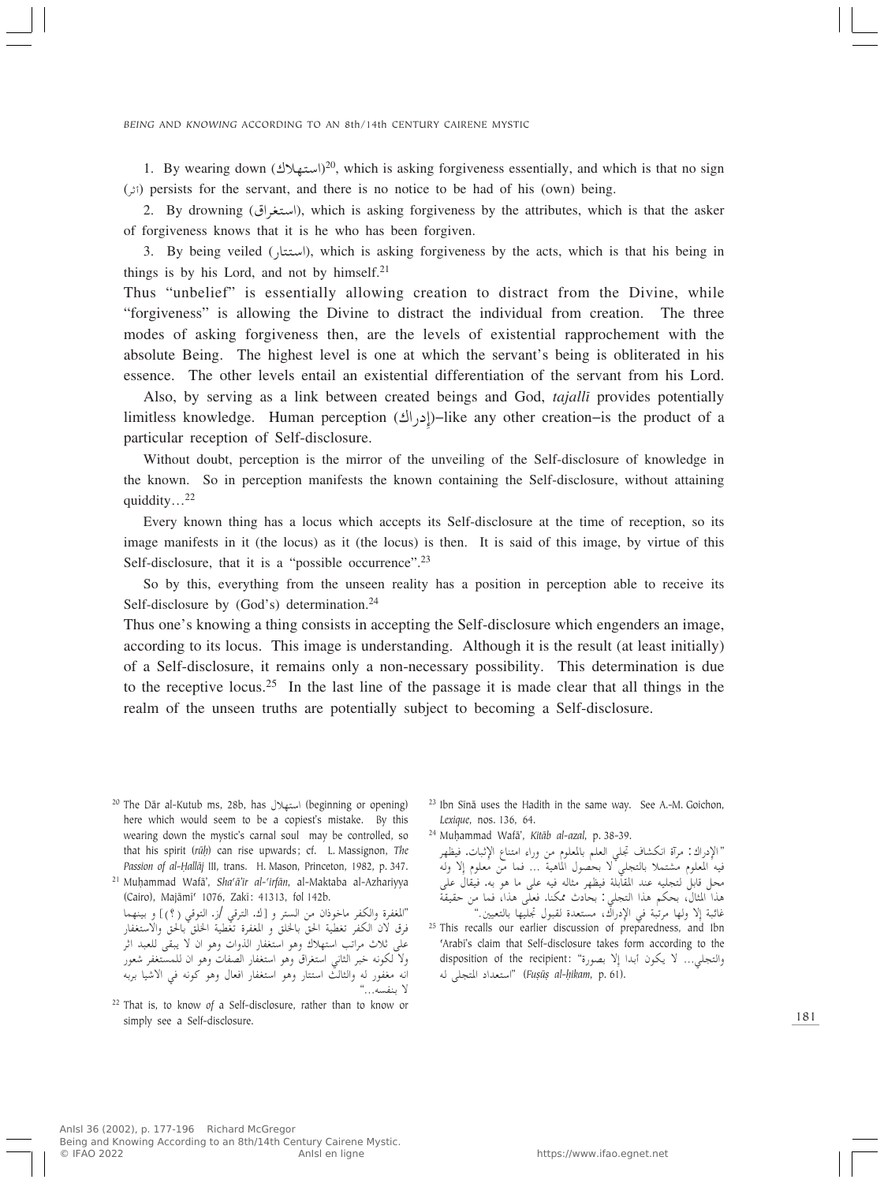1. By wearing down (استهلاك)[20], which is asking forgiveness essentially, and which is that no sign (أثر) persists for the servant, and there is no notice to be had of his (own) being.

2. By drowning (استغراق), which is asking forgiveness by the attributes, which is that the asker of forgiveness knows that it is he who has been forgiven.

3. By being veiled (استتار), which is asking forgiveness by the acts, which is that his being in things is by his Lord, and not by himself.[21]

Thus "unbelief" is essentially allowing creation to distract from the Divine, while "forgiveness" is allowing the Divine to distract the individual from creation. The three modes of asking forgiveness then, are the levels of existential rapprochement with the absolute Being. The highest level is one at which the servant's being is obliterated in his essence. The other levels entail an existential differentiation of the servant from his Lord.

Also, by serving as a link between created beings and God, *tajallī* provides potentially limitless knowledge. Human perception (إدراك)–like any other creation–is the product of a particular reception of Self-disclosure.

Without doubt, perception is the mirror of the unveiling of the Self-disclosure of knowledge in the known. So in perception manifests the known containing the Self-disclosure, without attaining quiddity…[22]

Every known thing has a locus which accepts its Self-disclosure at the time of reception, so its image manifests in it (the locus) as it (the locus) is then. It is said of this image, by virtue of this Self-disclosure, that it is a "possible occurrence".[23]

So by this, everything from the unseen reality has a position in perception able to receive its Self-disclosure by (God's) determination.[24]

Thus one's knowing a thing consists in accepting the Self-disclosure which engenders an image, according to its locus. This image is understanding. Although it is the result (at least initially) of a Self-disclosure, it remains only a non-necessary possibility. This determination is due to the receptive locus.[25] In the last line of the passage it is made clear that all things in the realm of the unseen truths are potentially subject to becoming a Self-disclosure.

---

[20] The Dār al-Kutub ms, 28b, has استهلال (beginning or opening) here which would seem to be a copiest's mistake. By this wearing down the mystic's carnal soul may be controlled, so that his spirit (*rūḥ*) can rise upwards; cf. L. Massignon, *The Passion of al-Ḥallāj* III, trans. H. Mason, Princeton, 1982, p. 347.

[21] Muḥammad Wafā', *Sha'ā'ir al-'irfān*, al-Maktaba al-Azhariyya (Cairo), Majāmi' 1076, Zaki: 41313, fol 142b.
"المغفرة والكفر ماخوذان من الستر و [ك. الترقي /ز. التوقي (؟)] و بينهما فرق لان الكفر تغطية الحق بالخلق و المغفرة تغطية الخلق بالحق والاستغفار على ثلاث مراتب استهلاك وهو استغفار الذوات وهو ان لا يبقى للعبد اثر ولا لكونه خبر الثاني استغراق وهو استغفار الصفات وهو ان للمستغفر شعور انه مغفور له والثالث استتار وهو استغفار افعال وهو كونه في الاشيا بربه لا بنفسه…"

[22] That is, to know *of* a Self-disclosure, rather than to know or simply see a Self-disclosure.

[23] Ibn Sīnā uses the Hadith in the same way. See A.-M. Goichon, *Lexique*, nos. 136, 64.

[24] Muḥammad Wafā', *Kitāb al-azal*, p. 38-39.
"الإدراك: مرآة انكشاف تجلي العلم بالمعلوم من وراء امتناع الإثبات. فيظهر فيه المعلوم مشتملا بالتجلي لا بحصول الماهية … فما من معلوم إلا وله محل قابل لتجليه عند المقابلة فيظهر مثاله فيه على ما هو به. فيقال على هذا المثال، بحكم هذا التجلي: بحادث ممكنا. فعلى هذا، فما من حقيقة غائبة إلا ولها مرتبة في الإدراك، مستعدة لقبول تجليها بالتعيين."

[25] This recalls our earlier discussion of preparedness, and Ibn 'Arabī's claim that Self-disclosure takes form according to the disposition of the recipient: "والتجلي… لا يكون أبدا إلا بصورة استعداد المتجلى له" (*Fuṣūṣ al-ḥikam*, p. 61).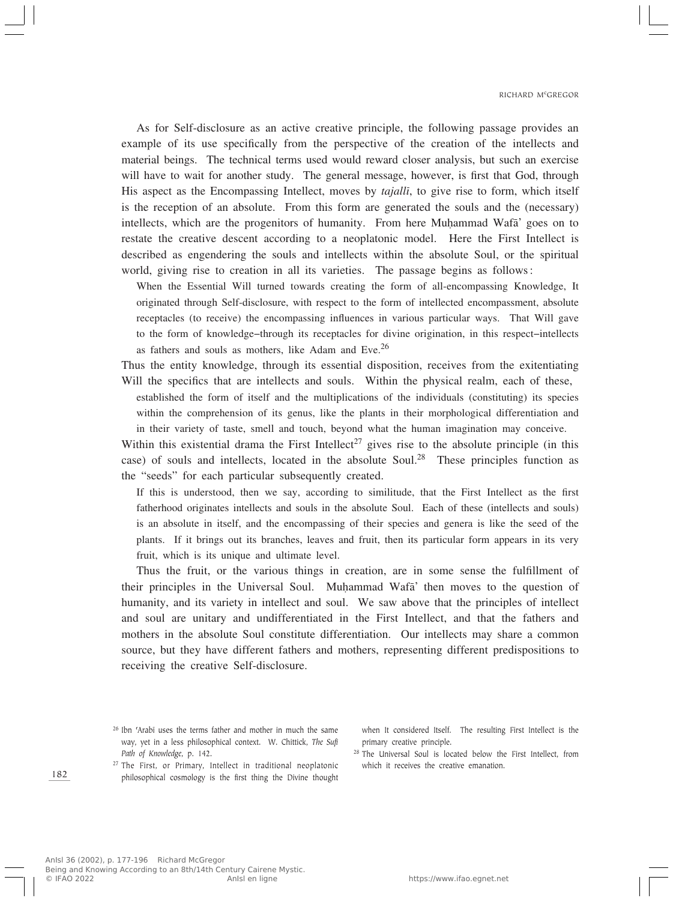As for Self-disclosure as an active creative principle, the following passage provides an example of its use specifically from the perspective of the creation of the intellects and material beings. The technical terms used would reward closer analysis, but such an exercise will have to wait for another study. The general message, however, is first that God, through His aspect as the Encompassing Intellect, moves by *tajallī*, to give rise to form, which itself is the reception of an absolute. From this form are generated the souls and the (necessary) intellects, which are the progenitors of humanity. From here Muḥammad Wafā' goes on to restate the creative descent according to a neoplatonic model. Here the First Intellect is described as engendering the souls and intellects within the absolute Soul, or the spiritual world, giving rise to creation in all its varieties. The passage begins as follows:

> When the Essential Will turned towards creating the form of all-encompassing Knowledge, It originated through Self-disclosure, with respect to the form of intellected encompassment, absolute receptacles (to receive) the encompassing influences in various particular ways. That Will gave to the form of knowledge–through its receptacles for divine origination, in this respect–intellects as fathers and souls as mothers, like Adam and Eve.[26]

Thus the entity knowledge, through its essential disposition, receives from the exitentiating Will the specifics that are intellects and souls. Within the physical realm, each of these,

> established the form of itself and the multiplications of the individuals (constituting) its species within the comprehension of its genus, like the plants in their morphological differentiation and in their variety of taste, smell and touch, beyond what the human imagination may conceive.

Within this existential drama the First Intellect[27] gives rise to the absolute principle (in this case) of souls and intellects, located in the absolute Soul.[28] These principles function as the "seeds" for each particular subsequently created.

> If this is understood, then we say, according to similitude, that the First Intellect as the first fatherhood originates intellects and souls in the absolute Soul. Each of these (intellects and souls) is an absolute in itself, and the encompassing of their species and genera is like the seed of the plants. If it brings out its branches, leaves and fruit, then its particular form appears in its very fruit, which is its unique and ultimate level.

Thus the fruit, or the various things in creation, are in some sense the fulfillment of their principles in the Universal Soul. Muḥammad Wafā' then moves to the question of humanity, and its variety in intellect and soul. We saw above that the principles of intellect and soul are unitary and undifferentiated in the First Intellect, and that the fathers and mothers in the absolute Soul constitute differentiation. Our intellects may share a common source, but they have different fathers and mothers, representing different predispositions to receiving the creative Self-disclosure.

---

[26] Ibn ʿArabī uses the terms father and mother in much the same way, yet in a less philosophical context. W. Chittick, *The Sufi Path of Knowledge*, p. 142.

[27] The First, or Primary, Intellect in traditional neoplatonic philosophical cosmology is the first thing the Divine thought when It considered Itself. The resulting First Intellect is the primary creative principle.

[28] The Universal Soul is located below the First Intellect, from which it receives the creative emanation.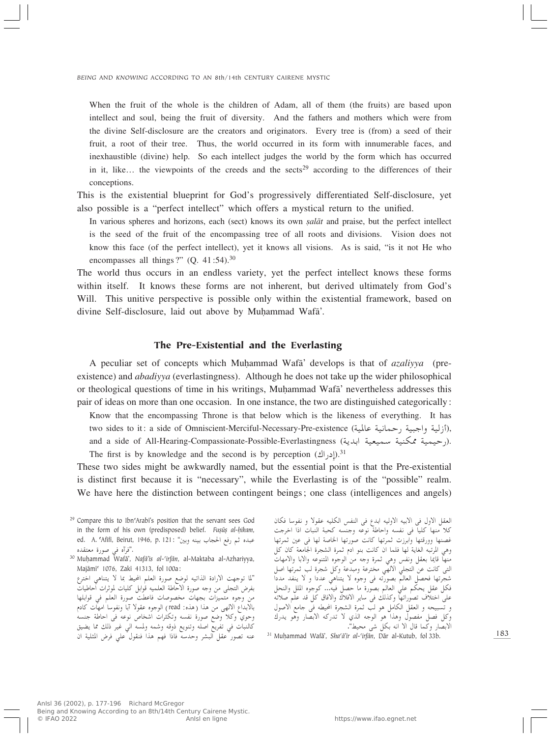When the fruit of the whole is the children of Adam, all of them (the fruits) are based upon intellect and soul, being the fruit of diversity. And the fathers and mothers which were from the divine Self-disclosure are the creators and originators. Every tree is (from) a seed of their fruit, a root of their tree. Thus, the world occurred in its form with innumerable faces, and inexhaustible (divine) help. So each intellect judges the world by the form which has occurred in it, like… the viewpoints of the creeds and the sects[29] according to the differences of their conceptions.

This is the existential blueprint for God's progressively differentiated Self-disclosure, yet also possible is a "perfect intellect" which offers a mystical return to the unified.

> In various spheres and horizons, each (sect) knows its own *ṣalāt* and praise, but the perfect intellect is the seed of the fruit of the encompassing tree of all roots and divisions. Vision does not know this face (of the perfect intellect), yet it knows all visions. As is said, "is it not He who encompasses all things?" (Q. 41:54).[30]

The world thus occurs in an endless variety, yet the perfect intellect knows these forms within itself. It knows these forms are not inherent, but derived ultimately from God's Will. This unitive perspective is possible only within the existential framework, based on divine Self-disclosure, laid out above by Muḥammad Wafā'.

## The Pre-Existential and the Everlasting

A peculiar set of concepts which Muḥammad Wafā' develops is that of *azaliyya* (pre-existence) and *abadiyya* (everlastingness). Although he does not take up the wider philosophical or theological questions of time in his writings, Muḥammad Wafā' nevertheless addresses this pair of ideas on more than one occasion. In one instance, the two are distinguished categorically:

> Know that the encompassing Throne is that below which is the likeness of everything. It has two sides to it: a side of Omniscient-Merciful-Necessary-Pre-existence (أزلية واجبية رحمانية عالمية), and a side of All-Hearing-Compassionate-Possible-Everlastingness (رحيمية ممكنية سميعية ابدية). The first is by knowledge and the second is by perception (إدراك).[31]

These two sides might be awkwardly named, but the essential point is that the Pre-existential is distinct first because it is "necessary", while the Everlasting is of the "possible" realm. We have here the distinction between contingent beings; one class (intelligences and angels)

---

[29] Compare this to Ibn ʿArabī's position that the servant sees God in the form of his own (predisposed) belief. *Fuṣūṣ al-ḥikam*, ed. A. ʿAfīfī, Beirut, 1946, p. 121: "عبده ثم رفع الحجاب بينه وبين فرآه في صورة معتقده".

[30] Muḥammad Wafā', *Nafā'is al-ʿirfān*, al-Maktaba al-Azhariyya, Majāmīʿ 1076, Zakī 41313, fol 100a:
"لما توجهت الارادة الذاتيه لوضع صورة العلم المحيط بما لا يتناهى اخترع بفرض التجلى من وجه صورة الاحاطة العلميه قوابل كليات لموثرات أحاطيات من وجوه متميزات بجهات مخصوصات فاعطت صورة العلم في قوابلها بالابداع الالهى من هذا (هذه: read) الوجوه عقولا آبا ونفوسا امهات كادم وحوي وكلا وضع صورة نفسه وتكثرات اشخاص نوعه في احاطة جنسه كالنبات في تفريع اصله وتنويع ذوقه وشمه ولمسه الى غير ذلك مما يضيق عنه تصور عقل البشر وحدسه فاذا فهم هذا فنقول على فرض المثلية ان العقل الاول في الابيه الاوليه ابدع في النفس الكليه عقولا و نفوسا فكان كلا منها كليا في نفسه واحاطة نوعه وجنسه كحبة النبات اذا اخرجت غصنها وورقتها وابرزت ثمرتها كانت صورتها الخاصة لها في عين ثمرتها وهي المرتبه الغاية لها فلما ان كانت بنو ادم ثمرة الشجرة الجامعة كان كل منها قايما بعقل ونفس وهي ثمرة وجه من الوجوه المتنوعه والابا والامهات التى كانت عن التجلي الالهي مخترعة ومبدعة وكل شجرة لب ثمرتها اصل شجرتها فحصل العالم بصورته في وجوه لا يتناهي عددا و لا ينفد مددا فكل عقل يحكم علي العالم بصورة ما حصل فيه... كوجوه الملل والنحل على اختلاف تصوراتها وكذلك في ساير الافلاك والافاق كل قد علم صلاته و تسبيحه و العقل الكامل هو لب ثمرة الشجرة المحيطه في جامع الاصول وكل فصل مفصول وهذا هو الوجه الذي لا تدركه الابصار وهو يدرك الابصار وكما قال الا انه بكل شى محيط".

[31] Muḥammad Wafā', *Shaʿā'ir al-ʿirfān*, Dār al-Kutub, fol 33b.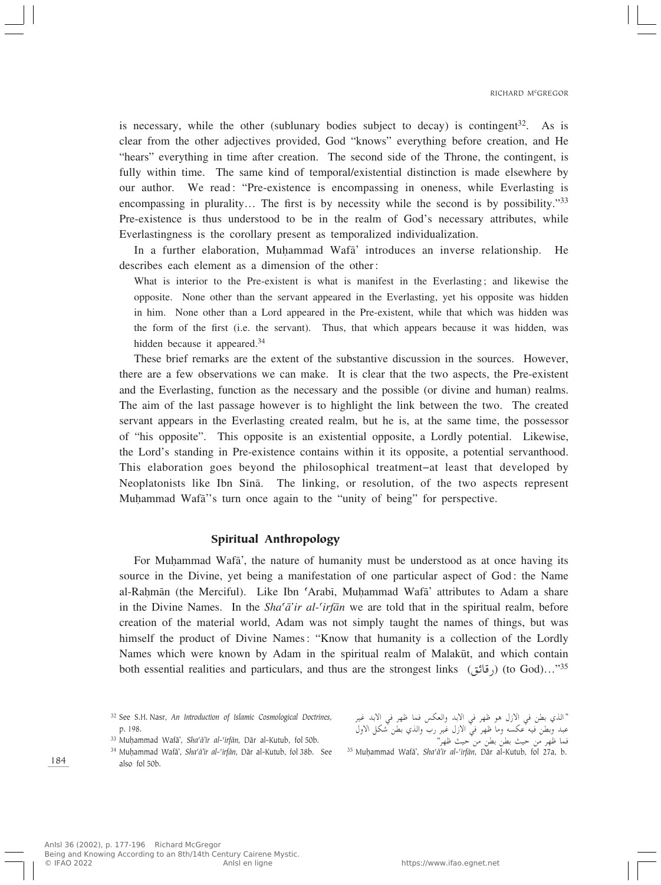is necessary, while the other (sublunary bodies subject to decay) is contingent[32]. As is clear from the other adjectives provided, God "knows" everything before creation, and He "hears" everything in time after creation. The second side of the Throne, the contingent, is fully within time. The same kind of temporal/existential distinction is made elsewhere by our author. We read: "Pre-existence is encompassing in oneness, while Everlasting is encompassing in plurality… The first is by necessity while the second is by possibility."[33] Pre-existence is thus understood to be in the realm of God's necessary attributes, while Everlastingness is the corollary present as temporalized individualization.

In a further elaboration, Muḥammad Wafā' introduces an inverse relationship. He describes each element as a dimension of the other:

> What is interior to the Pre-existent is what is manifest in the Everlasting; and likewise the opposite. None other than the servant appeared in the Everlasting, yet his opposite was hidden in him. None other than a Lord appeared in the Pre-existent, while that which was hidden was the form of the first (i.e. the servant). Thus, that which appears because it was hidden, was hidden because it appeared.[34]

These brief remarks are the extent of the substantive discussion in the sources. However, there are a few observations we can make. It is clear that the two aspects, the Pre-existent and the Everlasting, function as the necessary and the possible (or divine and human) realms. The aim of the last passage however is to highlight the link between the two. The created servant appears in the Everlasting created realm, but he is, at the same time, the possessor of "his opposite". This opposite is an existential opposite, a Lordly potential. Likewise, the Lord's standing in Pre-existence contains within it its opposite, a potential servanthood. This elaboration goes beyond the philosophical treatment–at least that developed by Neoplatonists like Ibn Sīnā. The linking, or resolution, of the two aspects represent Muḥammad Wafā''s turn once again to the "unity of being" for perspective.

## Spiritual Anthropology

For Muḥammad Wafā', the nature of humanity must be understood as at once having its source in the Divine, yet being a manifestation of one particular aspect of God: the Name al-Raḥmān (the Merciful). Like Ibn ʿArabī, Muḥammad Wafā' attributes to Adam a share in the Divine Names. In the *Shaʿā'ir al-ʿirfān* we are told that in the spiritual realm, before creation of the material world, Adam was not simply taught the names of things, but was himself the product of Divine Names: "Know that humanity is a collection of the Lordly Names which were known by Adam in the spiritual realm of Malakūt, and which contain both essential realities and particulars, and thus are the strongest links (رقائق) (to God)…"[35]

---

[32] See S.H. Nasr, *An Introduction of Islamic Cosmological Doctrines*, p. 198.

[33] Muḥammad Wafā', *Sha'ā'ir al-'irfān*, Dār al-Kutub, fol 50b.

[34] Muḥammad Wafā', *Sha'ā'ir al-'irfān*, Dār al-Kutub, fol 38b. See also fol 50b.

"الذي بطن في الازل هو ظهر في الابد والعكس فما ظهر في الابد غير عبد وبطن فيه عكسه وما ظهر في الازل غير رب والذي بطن شكل الاول فما ظهر من حيث بطن بطن من حيث ظهر"

[35] Muḥammad Wafā', *Sha'ā'ir al-'irfān*, Dār al-Kutub, fol 27a, b.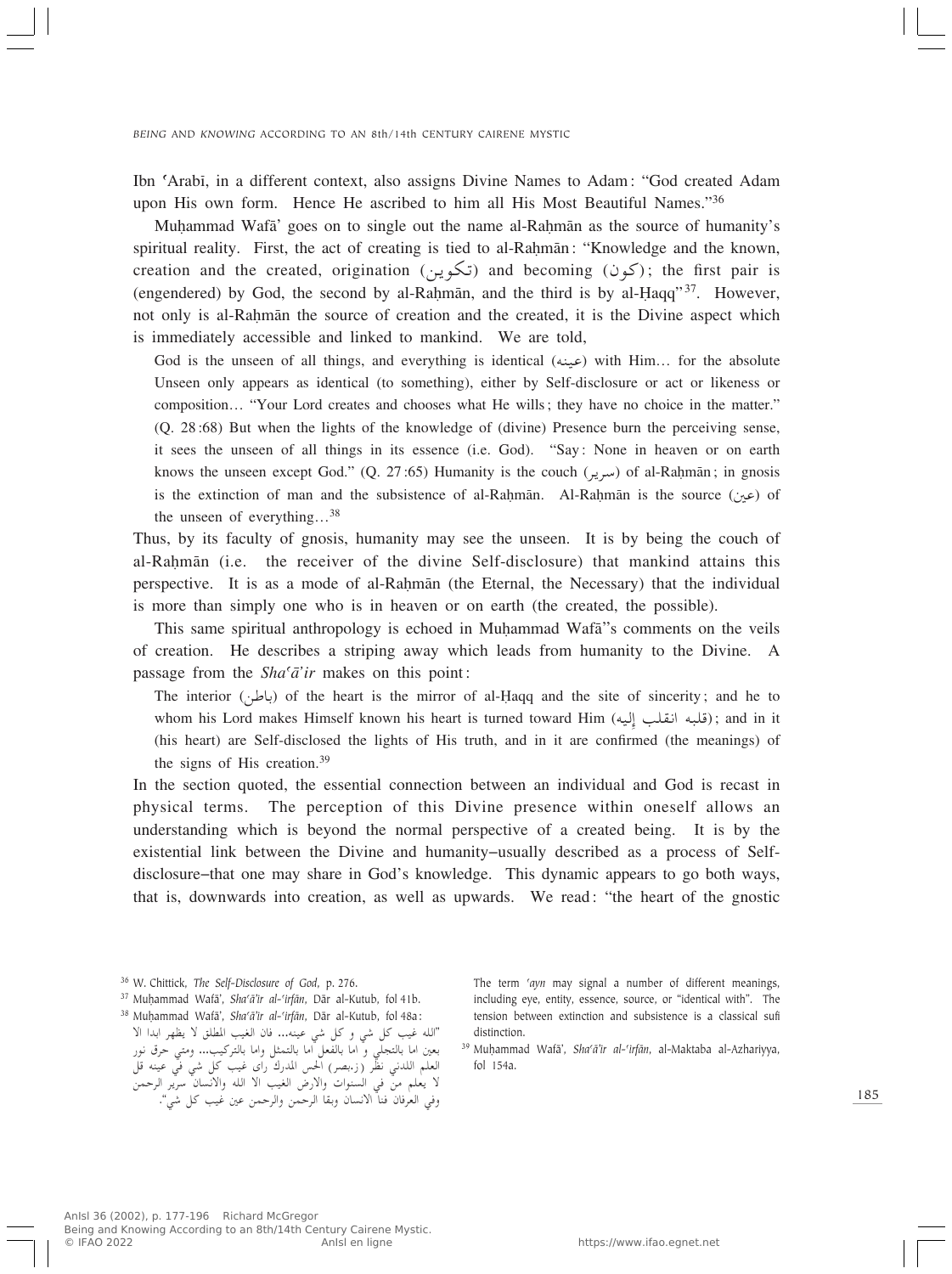Ibn ʿArabī, in a different context, also assigns Divine Names to Adam: "God created Adam upon His own form. Hence He ascribed to him all His Most Beautiful Names."[36]

Muḥammad Wafā' goes on to single out the name al-Raḥmān as the source of humanity's spiritual reality. First, the act of creating is tied to al-Raḥmān: "Knowledge and the known, creation and the created, origination (تكوين) and becoming (كون); the first pair is (engendered) by God, the second by al-Raḥmān, and the third is by al-Ḥaqq"[37]. However, not only is al-Raḥmān the source of creation and the created, it is the Divine aspect which is immediately accessible and linked to mankind. We are told,

> God is the unseen of all things, and everything is identical (عينه) with Him… for the absolute Unseen only appears as identical (to something), either by Self-disclosure or act or likeness or composition… "Your Lord creates and chooses what He wills; they have no choice in the matter." (Q. 28:68) But when the lights of the knowledge of (divine) Presence burn the perceiving sense, it sees the unseen of all things in its essence (i.e. God). "Say: None in heaven or on earth knows the unseen except God." (Q. 27:65) Humanity is the couch (سرير) of al-Raḥmān; in gnosis is the extinction of man and the subsistence of al-Raḥmān. Al-Raḥmān is the source (عين) of the unseen of everything…[38]

Thus, by its faculty of gnosis, humanity may see the unseen. It is by being the couch of al-Raḥmān (i.e. the receiver of the divine Self-disclosure) that mankind attains this perspective. It is as a mode of al-Raḥmān (the Eternal, the Necessary) that the individual is more than simply one who is in heaven or on earth (the created, the possible).

This same spiritual anthropology is echoed in Muḥammad Wafā''s comments on the veils of creation. He describes a striping away which leads from humanity to the Divine. A passage from the *Shaʿā'ir* makes on this point:

> The interior (باطن) of the heart is the mirror of al-Ḥaqq and the site of sincerity; and he to whom his Lord makes Himself known his heart is turned toward Him (قلبه انقلب إليه); and in it (his heart) are Self-disclosed the lights of His truth, and in it are confirmed (the meanings) of the signs of His creation.[39]

In the section quoted, the essential connection between an individual and God is recast in physical terms. The perception of this Divine presence within oneself allows an understanding which is beyond the normal perspective of a created being. It is by the existential link between the Divine and humanity–usually described as a process of Self-disclosure–that one may share in God's knowledge. This dynamic appears to go both ways, that is, downwards into creation, as well as upwards. We read: "the heart of the gnostic

---

[36] W. Chittick, *The Self-Disclosure of God*, p. 276.

[37] Muḥammad Wafā', *Shaʿā'ir al-ʿirfān*, Dār al-Kutub, fol 41b.

[38] Muḥammad Wafā', *Shaʿā'ir al-ʿirfān*, Dār al-Kutub, fol 48a: "الله غيب كل شي و كل شي عينه... فان الغيب المطلق لا يظهر ابدا الا بعين اما بالتجلي و اما بالفعل اما بالتمثل واما بالتركيب... ومتى حرق نور العلم اللدني نظر (ز.بصر) الحس المدرك راى غيب كل شي في عينه قل لا يعلم من في السموات والارض الغيب الا الله والانسان سرير الرحمن وفي العرفان فنا الانسان وبقا الرحمن والرحمن عين غيب كل شي". The term *ʿayn* may signal a number of different meanings, including eye, entity, essence, source, or "identical with". The tension between extinction and subsistence is a classical sufi distinction.

[39] Muḥammad Wafā', *Shaʿā'ir al-ʿirfān*, al-Maktaba al-Azhariyya, fol 154a.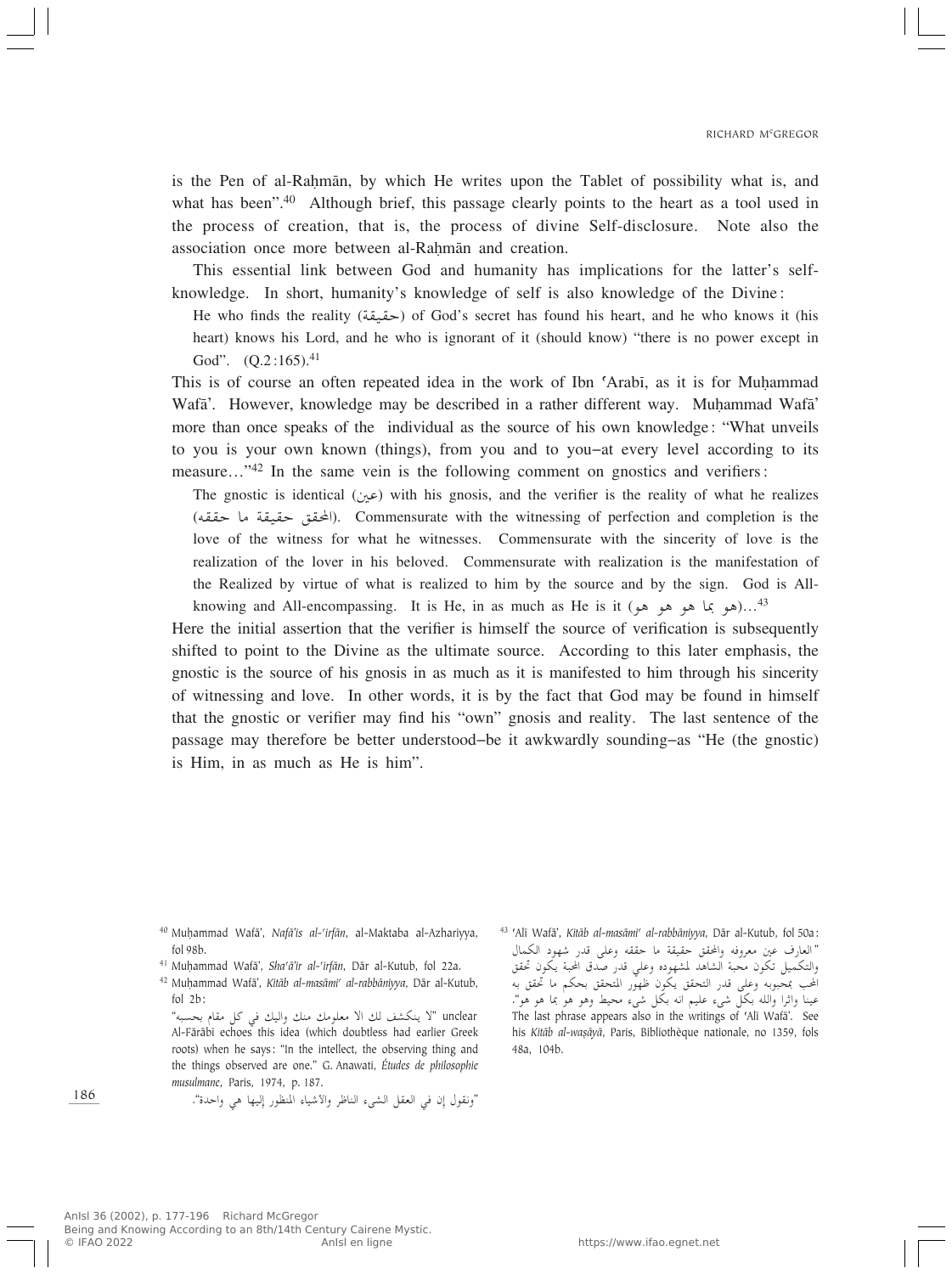is the Pen of al-Raḥmān, by which He writes upon the Tablet of possibility what is, and what has been".[40] Although brief, this passage clearly points to the heart as a tool used in the process of creation, that is, the process of divine Self-disclosure. Note also the association once more between al-Raḥmān and creation.

This essential link between God and humanity has implications for the latter's self-knowledge. In short, humanity's knowledge of self is also knowledge of the Divine:

> He who finds the reality (حقيقة) of God's secret has found his heart, and he who knows it (his heart) knows his Lord, and he who is ignorant of it (should know) "there is no power except in God". (Q.2:165).[41]

This is of course an often repeated idea in the work of Ibn ʿArabī, as it is for Muḥammad Wafā'. However, knowledge may be described in a rather different way. Muḥammad Wafā' more than once speaks of the individual as the source of his own knowledge: "What unveils to you is your own known (things), from you and to you–at every level according to its measure…"[42] In the same vein is the following comment on gnostics and verifiers:

> The gnostic is identical (عين) with his gnosis, and the verifier is the reality of what he realizes (المحقق حقيقة ما حققه). Commensurate with the witnessing of perfection and completion is the love of the witness for what he witnesses. Commensurate with the sincerity of love is the realization of the lover in his beloved. Commensurate with realization is the manifestation of the Realized by virtue of what is realized to him by the source and by the sign. God is All-knowing and All-encompassing. It is He, in as much as He is it (هو بما هو هو هو)…[43]

Here the initial assertion that the verifier is himself the source of verification is subsequently shifted to point to the Divine as the ultimate source. According to this later emphasis, the gnostic is the source of his gnosis in as much as it is manifested to him through his sincerity of witnessing and love. In other words, it is by the fact that God may be found in himself that the gnostic or verifier may find his "own" gnosis and reality. The last sentence of the passage may therefore be better understood–be it awkwardly sounding–as "He (the gnostic) is Him, in as much as He is him".

---

[40] Muḥammad Wafā', *Nafā'is al-ʿirfān*, al-Maktaba al-Azhariyya, fol 98b.

[41] Muḥammad Wafā', *Sha'ā'ir al-ʿirfān*, Dār al-Kutub, fol 22a.

[42] Muḥammad Wafā', *Kitāb al-masāmiʿ al-rabbāniyya*, Dār al-Kutub, fol 2b:
"لا ينكشف لك الا معلومك منك واليك في كل مقام بحسبه" unclear
Al-Fārābī echoes this idea (which doubtless had earlier Greek roots) when he says: "In the intellect, the observing thing and the things observed are one." G. Anawati, *Études de philosophie musulmane*, Paris, 1974, p. 187.
"ونقول إن في العقل الشيء الناظر والأشياء المنظور إليها هي واحدة".

[43] ʿAlī Wafā', *Kitāb al-masāmiʿ al-rabbāniyya*, Dār al-Kutub, fol 50a:
"العارف عين معروفه والمحقق حقيقة ما حققه وعلى قدر شهود الكمال والتكميل تكون محبة الشاهد لمشهوده وعلي قدر صدق المحبة يكون تحقق المحب بمحبوبه وعلى قدر التحقق يكون ظهور المتحقق بحكم ما تحقق به عينا واثرا والله بكل شيء عليم انه بكل شيء محيط وهو هو بما هو هو".
The last phrase appears also in the writings of ʿAlī Wafā'. See his *Kitāb al-waṣāyā*, Paris, Bibliothèque nationale, no 1359, fols 48a, 104b.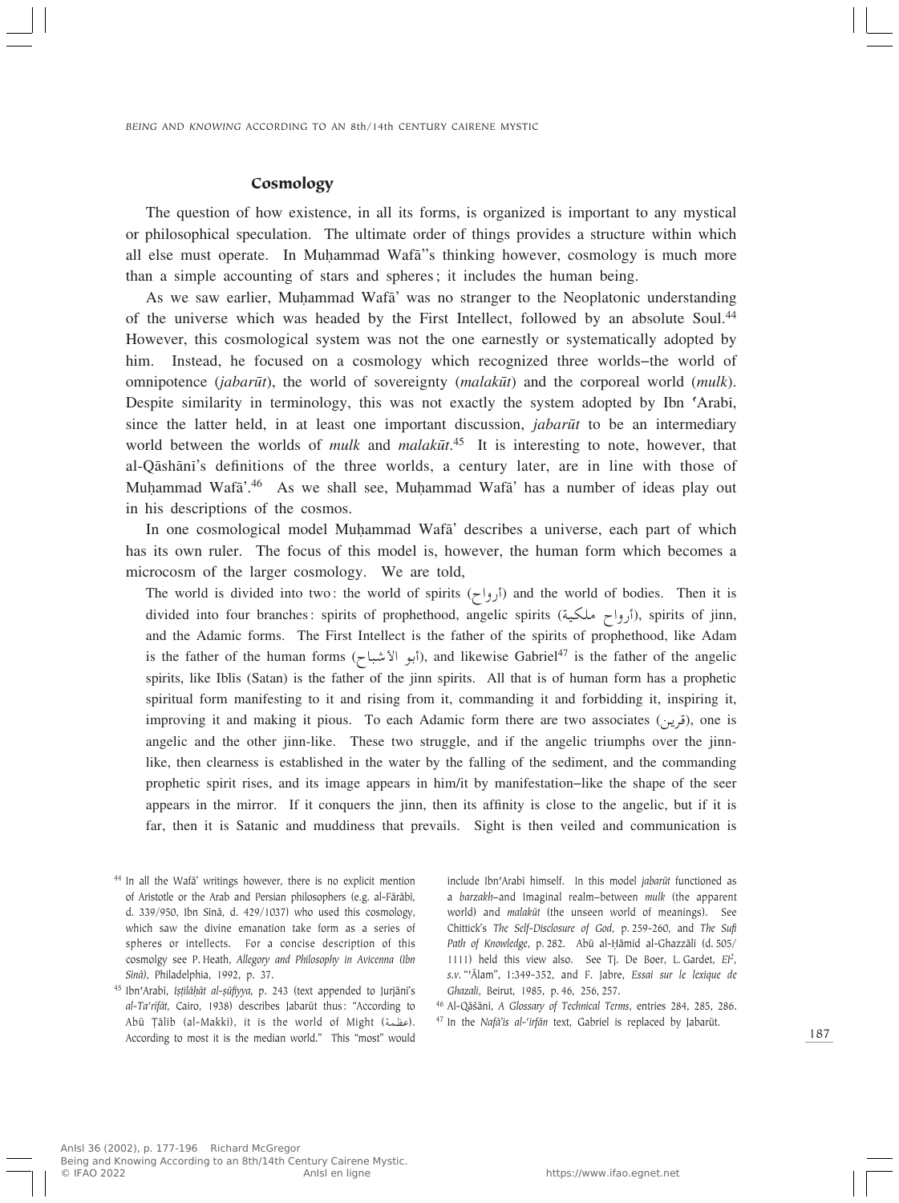## Cosmology

The question of how existence, in all its forms, is organized is important to any mystical or philosophical speculation. The ultimate order of things provides a structure within which all else must operate. In Muḥammad Wafā''s thinking however, cosmology is much more than a simple accounting of stars and spheres; it includes the human being.

As we saw earlier, Muḥammad Wafā' was no stranger to the Neoplatonic understanding of the universe which was headed by the First Intellect, followed by an absolute Soul.[44] However, this cosmological system was not the one earnestly or systematically adopted by him. Instead, he focused on a cosmology which recognized three worlds–the world of omnipotence (*jabarūt*), the world of sovereignty (*malakūt*) and the corporeal world (*mulk*). Despite similarity in terminology, this was not exactly the system adopted by Ibn ʿArabī, since the latter held, in at least one important discussion, *jabarūt* to be an intermediary world between the worlds of *mulk* and *malakūt*.[45] It is interesting to note, however, that al-Qāshānī's definitions of the three worlds, a century later, are in line with those of Muḥammad Wafā'.[46] As we shall see, Muḥammad Wafā' has a number of ideas play out in his descriptions of the cosmos.

In one cosmological model Muḥammad Wafā' describes a universe, each part of which has its own ruler. The focus of this model is, however, the human form which becomes a microcosm of the larger cosmology. We are told,

> The world is divided into two: the world of spirits (أرواح) and the world of bodies. Then it is divided into four branches: spirits of prophethood, angelic spirits (أرواح ملكية), spirits of jinn, and the Adamic forms. The First Intellect is the father of the spirits of prophethood, like Adam is the father of the human forms (أبو الأشباح), and likewise Gabriel[47] is the father of the angelic spirits, like Iblīs (Satan) is the father of the jinn spirits. All that is of human form has a prophetic spiritual form manifesting to it and rising from it, commanding it and forbidding it, inspiring it, improving it and making it pious. To each Adamic form there are two associates (قرين), one is angelic and the other jinn-like. These two struggle, and if the angelic triumphs over the jinn-like, then clearness is established in the water by the falling of the sediment, and the commanding prophetic spirit rises, and its image appears in him/it by manifestation–like the shape of the seer appears in the mirror. If it conquers the jinn, then its affinity is close to the angelic, but if it is far, then it is Satanic and muddiness that prevails. Sight is then veiled and communication is

---

[44] In all the Wafā' writings however, there is no explicit mention of Aristotle or the Arab and Persian philosophers (e.g. al-Fārābī, d. 339/950, Ibn Sīnā, d. 429/1037) who used this cosmology, which saw the divine emanation take form as a series of spheres or intellects. For a concise description of this cosmolgy see P. Heath, *Allegory and Philosophy in Avicenna (Ibn Sīnā)*, Philadelphia, 1992, p. 37.

[45] Ibn'Arabī, *Iṣṭilāḥāt al-ṣūfiyya*, p. 243 (text appended to Jurjānī's *al-Taʿrīfāt*, Cairo, 1938) describes Jabarūt thus: "According to Abū Ṭālib (al-Makkī), it is the world of Might (عظمة). According to most it is the median world." This "most" would include Ibn'Arabi himself. In this model *jabarūt* functioned as a *barzakh*–and Imaginal realm–between *mulk* (the apparent world) and *malakūt* (the unseen world of meanings). See Chittick's *The Self-Disclosure of God*, p. 259-260, and *The Sufi Path of Knowledge*, p. 282. Abū al-Ḥāmid al-Ghazzālī (d. 505/1111) held this view also. See Tj. De Boer, L. Gardet, *EI²*, *s.v.* "ʿĀlam", 1:349-352, and F. Jabre, *Essai sur le lexique de Ghazali*, Beirut, 1985, p. 46, 256, 257.

[46] Al-Qāšānī, *A Glossary of Technical Terms*, entries 284, 285, 286.

[47] In the *Nafā'is al-'irfān* text, Gabriel is replaced by Jabarūt.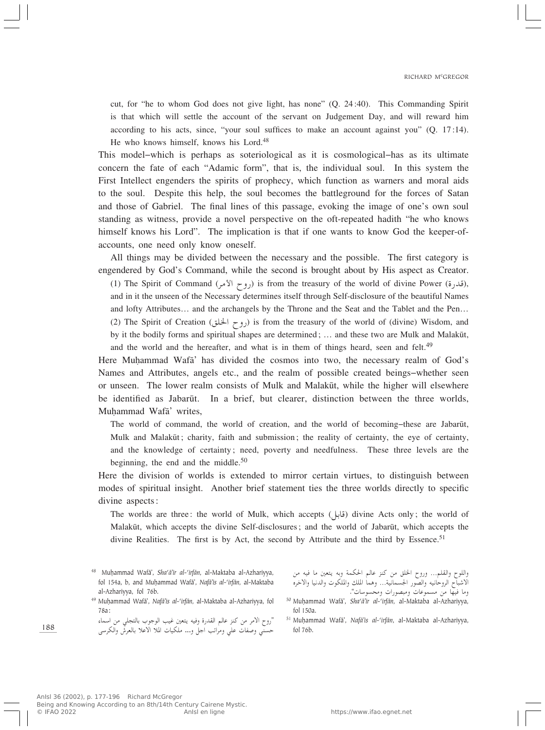cut, for "he to whom God does not give light, has none" (Q. 24:40). This Commanding Spirit is that which will settle the account of the servant on Judgement Day, and will reward him according to his acts, since, "your soul suffices to make an account against you" (Q. 17:14). He who knows himself, knows his Lord.[48]

This model–which is perhaps as soteriological as it is cosmological–has as its ultimate concern the fate of each "Adamic form", that is, the individual soul. In this system the First Intellect engenders the spirits of prophecy, which function as warners and moral aids to the soul. Despite this help, the soul becomes the battleground for the forces of Satan and those of Gabriel. The final lines of this passage, evoking the image of one's own soul standing as witness, provide a novel perspective on the oft-repeated hadith "he who knows himself knows his Lord". The implication is that if one wants to know God the keeper-of-accounts, one need only know oneself.

All things may be divided between the necessary and the possible. The first category is engendered by God's Command, while the second is brought about by His aspect as Creator.

> (1) The Spirit of Command (روح الأمر) is from the treasury of the world of divine Power (قدرة), and in it the unseen of the Necessary determines itself through Self-disclosure of the beautiful Names and lofty Attributes… and the archangels by the Throne and the Seat and the Tablet and the Pen… (2) The Spirit of Creation (روح الخلق) is from the treasury of the world of (divine) Wisdom, and by it the bodily forms and spiritual shapes are determined; … and these two are Mulk and Malakūt, and the world and the hereafter, and what is in them of things heard, seen and felt.[49]

Here Muḥammad Wafā' has divided the cosmos into two, the necessary realm of God's Names and Attributes, angels etc., and the realm of possible created beings–whether seen or unseen. The lower realm consists of Mulk and Malakūt, while the higher will elsewhere be identified as Jabarūt. In a brief, but clearer, distinction between the three worlds, Muḥammad Wafā' writes,

> The world of command, the world of creation, and the world of becoming–these are Jabarūt, Mulk and Malakūt; charity, faith and submission; the reality of certainty, the eye of certainty, and the knowledge of certainty; need, poverty and needfulness. These three levels are the beginning, the end and the middle.[50]

Here the division of worlds is extended to mirror certain virtues, to distinguish between modes of spiritual insight. Another brief statement ties the three worlds directly to specific divine aspects:

> The worlds are three: the world of Mulk, which accepts (قابل) divine Acts only; the world of Malakūt, which accepts the divine Self-disclosures; and the world of Jabarūt, which accepts the divine Realities. The first is by Act, the second by Attribute and the third by Essence.[51]

---

[48] Muḥammad Wafā', *Sha'ā'ir al-'irfān*, al-Maktaba al-Azhariyya, fol 154a, b, and Muḥammad Wafā', *Nafā'is al-'irfān*, al-Maktaba al-Azhariyya, fol 76b.

[49] Muḥammad Wafā', *Nafā'is al-'irfān*, al-Maktaba al-Azhariyya, fol 78a:

"روح الامر من كنز عالم القدرة وفيه يتعين غيب الوجوب بالتجلي من اسماء حسني وصفات علي ومراتب اجل و... ملكيات الملا الاعلا بالعرش والكرسي واللوح والقلم... وروح الخلق من كنز عالم الحكمة وبه يتعين ما فيه من الاشباح الروحانيه والصور الجسمانية... وهما الملك والملكوت والدنيا والاخره وما فيها من مسموعات ومبصورات ومحسوسات".

[50] Muḥammad Wafā', *Sha'ā'ir al-'irfān*, al-Maktaba al-Azhariyya, fol 150a.

[51] Muḥammad Wafā', *Nafā'is al-'irfān*, al-Maktaba al-Azhariyya, fol 76b.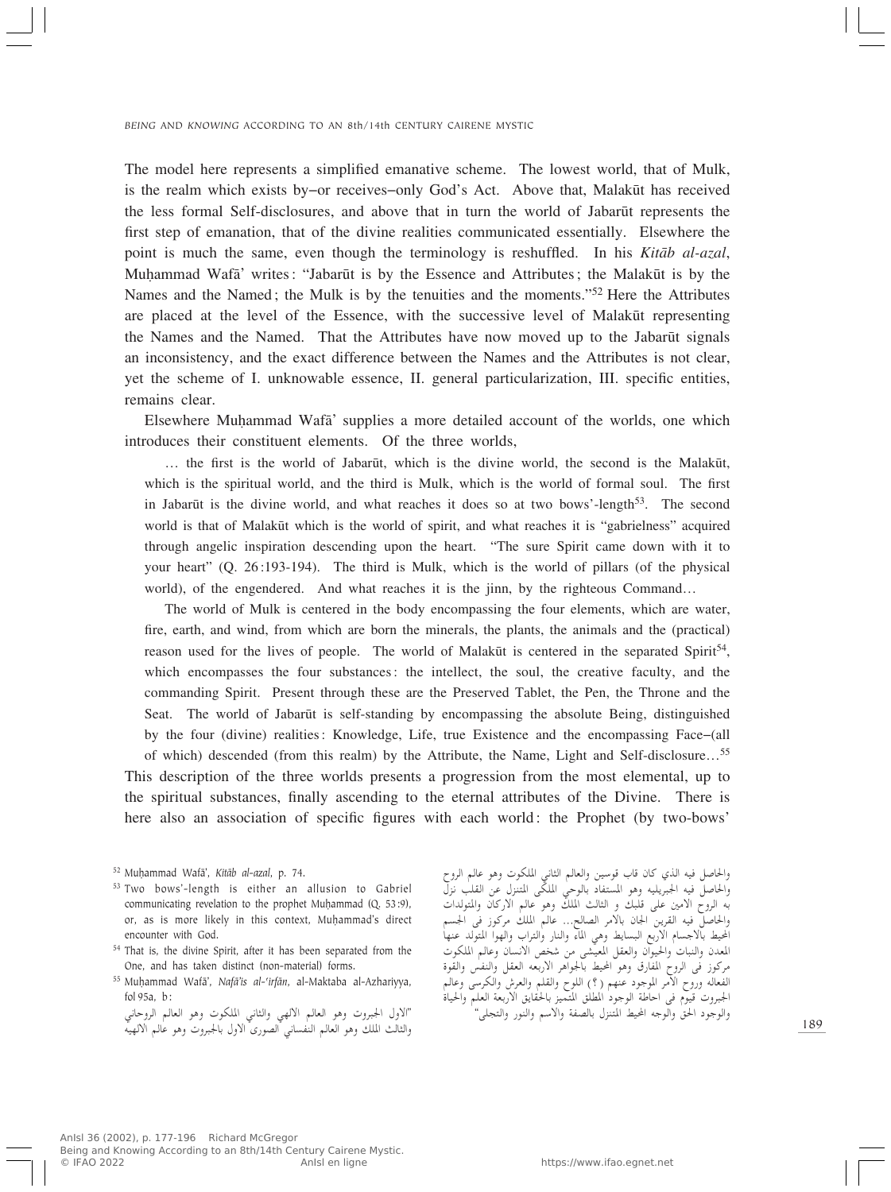The model here represents a simplified emanative scheme. The lowest world, that of Mulk, is the realm which exists by–or receives–only God's Act. Above that, Malakūt has received the less formal Self-disclosures, and above that in turn the world of Jabarūt represents the first step of emanation, that of the divine realities communicated essentially. Elsewhere the point is much the same, even though the terminology is reshuffled. In his *Kitāb al-azal*, Muḥammad Wafā' writes: "Jabarūt is by the Essence and Attributes; the Malakūt is by the Names and the Named; the Mulk is by the tenuities and the moments."[52] Here the Attributes are placed at the level of the Essence, with the successive level of Malakūt representing the Names and the Named. That the Attributes have now moved up to the Jabarūt signals an inconsistency, and the exact difference between the Names and the Attributes is not clear, yet the scheme of I. unknowable essence, II. general particularization, III. specific entities, remains clear.

Elsewhere Muḥammad Wafā' supplies a more detailed account of the worlds, one which introduces their constituent elements. Of the three worlds,

> … the first is the world of Jabarūt, which is the divine world, the second is the Malakūt, which is the spiritual world, and the third is Mulk, which is the world of formal soul. The first in Jabarūt is the divine world, and what reaches it does so at two bows'-length[53]. The second world is that of Malakūt which is the world of spirit, and what reaches it is "gabrielness" acquired through angelic inspiration descending upon the heart. "The sure Spirit came down with it to your heart" (Q. 26:193-194). The third is Mulk, which is the world of pillars (of the physical world), of the engendered. And what reaches it is the jinn, by the righteous Command…
>
> The world of Mulk is centered in the body encompassing the four elements, which are water, fire, earth, and wind, from which are born the minerals, the plants, the animals and the (practical) reason used for the lives of people. The world of Malakūt is centered in the separated Spirit[54], which encompasses the four substances: the intellect, the soul, the creative faculty, and the commanding Spirit. Present through these are the Preserved Tablet, the Pen, the Throne and the Seat. The world of Jabarūt is self-standing by encompassing the absolute Being, distinguished by the four (divine) realities: Knowledge, Life, true Existence and the encompassing Face–(all of which) descended (from this realm) by the Attribute, the Name, Light and Self-disclosure…[55]

This description of the three worlds presents a progression from the most elemental, up to the spiritual substances, finally ascending to the eternal attributes of the Divine. There is here also an association of specific figures with each world: the Prophet (by two-bows'

---

[52] Muḥammad Wafā', *Kitāb al-azal*, p. 74.

[53] Two bows'-length is either an allusion to Gabriel communicating revelation to the prophet Muḥammad (Q. 53:9), or, as is more likely in this context, Muḥammad's direct encounter with God.

[54] That is, the divine Spirit, after it has been separated from the One, and has taken distinct (non-material) forms.

[55] Muḥammad Wafā', *Nafā'is al-'irfān*, al-Maktaba al-Azhariyya, fol 95a, b:

"الاول الجبروت وهو العالم الالهي والثاني الملكوت وهو العالم الروحاني والثالث الملك وهو العالم النفساني الصورى الاول بالجبروت وهو عالم الالهية والحاصل فيه الذي كان قاب قوسين والعالم الثاني الملكوت وهو عالم الروح والحاصل فيه الجبريليه وهو المستفاد بالوحي الملكي المتنزل عن القلب نزل به الروح الامين على قلبك و الثالث الملك وهو عالم الاركان والمتولدات والحاصل فيه القرين الجان بالامر الصالح... عالم الملك مركوز فى الجسم المحيط بالاجسام الاربع البسايط وهي الماء والنار والتراب والهوا المتولد عنها المعدن والنبات والحيوان والعقل المعيشى من شخص الانسان وعالم الملكوت مركوز فى الروح المفارق وهو المحيط بالجواهر الاربعه العقل والنفس والقوة الفعاله وروح الأمر الموجود عنهم (؟) اللوح والقلم والعرش والكرسى وعالم الجبروت قيوم فى احاطة الوجود المطلق المتميز بالحقايق الاربعة العلم والحياة والوجود الحق والوجه المحيط المتنزل بالصفة والاسم والنور والتجلى"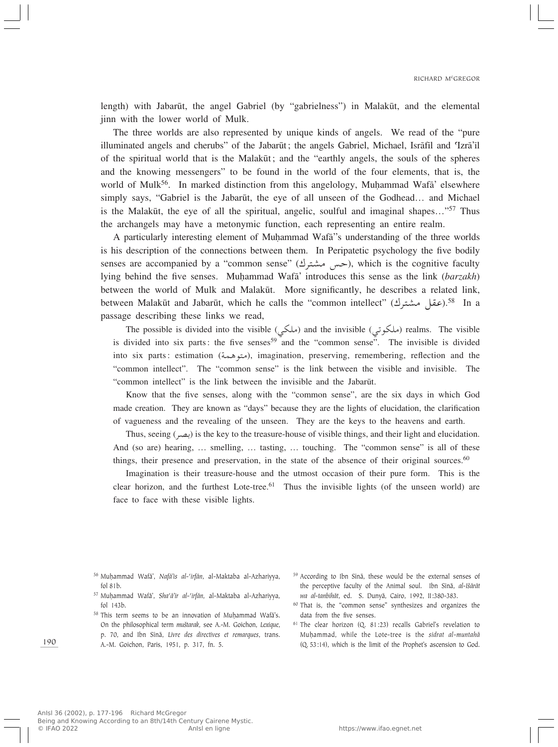length) with Jabarūt, the angel Gabriel (by "gabrielness") in Malakūt, and the elemental jinn with the lower world of Mulk.

The three worlds are also represented by unique kinds of angels. We read of the "pure illuminated angels and cherubs" of the Jabarūt; the angels Gabriel, Michael, Isrāfīl and ʿIzrāʾīl of the spiritual world that is the Malakūt; and the "earthly angels, the souls of the spheres and the knowing messengers" to be found in the world of the four elements, that is, the world of Mulk[56]. In marked distinction from this angelology, Muḥammad Wafāʾ elsewhere simply says, "Gabriel is the Jabarūt, the eye of all unseen of the Godhead… and Michael is the Malakūt, the eye of all the spiritual, angelic, soulful and imaginal shapes…"[57] Thus the archangels may have a metonymic function, each representing an entire realm.

A particularly interesting element of Muḥammad Wafāʾ's understanding of the three worlds is his description of the connections between them. In Peripatetic psychology the five bodily senses are accompanied by a "common sense" (حس مشترك), which is the cognitive faculty lying behind the five senses. Muḥammad Wafāʾ introduces this sense as the link (*barzakh*) between the world of Mulk and Malakūt. More significantly, he describes a related link, between Malakūt and Jabarūt, which he calls the "common intellect" (عقل مشترك).[58] In a passage describing these links we read,

> The possible is divided into the visible (ملكي) and the invisible (ملكوتي) realms. The visible is divided into six parts: the five senses[59] and the "common sense". The invisible is divided into six parts: estimation (متوهمة), imagination, preserving, remembering, reflection and the "common intellect". The "common sense" is the link between the visible and invisible. The "common intellect" is the link between the invisible and the Jabarūt.
>
> Know that the five senses, along with the "common sense", are the six days in which God made creation. They are known as "days" because they are the lights of elucidation, the clarification of vagueness and the revealing of the unseen. They are the keys to the heavens and earth.
>
> Thus, seeing (بصر) is the key to the treasure-house of visible things, and their light and elucidation. And (so are) hearing, … smelling, … tasting, … touching. The "common sense" is all of these things, their presence and preservation, in the state of the absence of their original sources.[60]
>
> Imagination is their treasure-house and the utmost occasion of their pure form. This is the clear horizon, and the furthest Lote-tree.[61] Thus the invisible lights (of the unseen world) are face to face with these visible lights.

---

[56] Muḥammad Wafāʾ, *Nafāʾis al-ʿirfān*, al-Maktaba al-Azhariyya, fol 81b.

[57] Muḥammad Wafāʾ, *Shaʿāʾir al-ʿirfān*, al-Maktaba al-Azhariyya, fol 143b.

[58] This term seems to be an innovation of Muḥammad Wafāʾs. On the philosophical term *muštarak*, see A.-M. Goichon, *Lexique*, p. 70, and Ibn Sīnā, *Livre des directives et remarques*, trans. A.-M. Goichon, Paris, 1951, p. 317, fn. 5.

[59] According to Ibn Sīnā, these would be the external senses of the perceptive faculty of the Animal soul. Ibn Sīnā, *al-Išārāt wa al-tanbihāt*, ed. S. Dunyā, Cairo, 1992, II:380-383.

[60] That is, the "common sense" synthesizes and organizes the data from the five senses.

[61] The clear horizon (Q. 81:23) recalls Gabriel's revelation to Muḥammad, while the Lote-tree is the *sidrat al-muntahā* (Q. 53:14), which is the limit of the Prophet's ascension to God.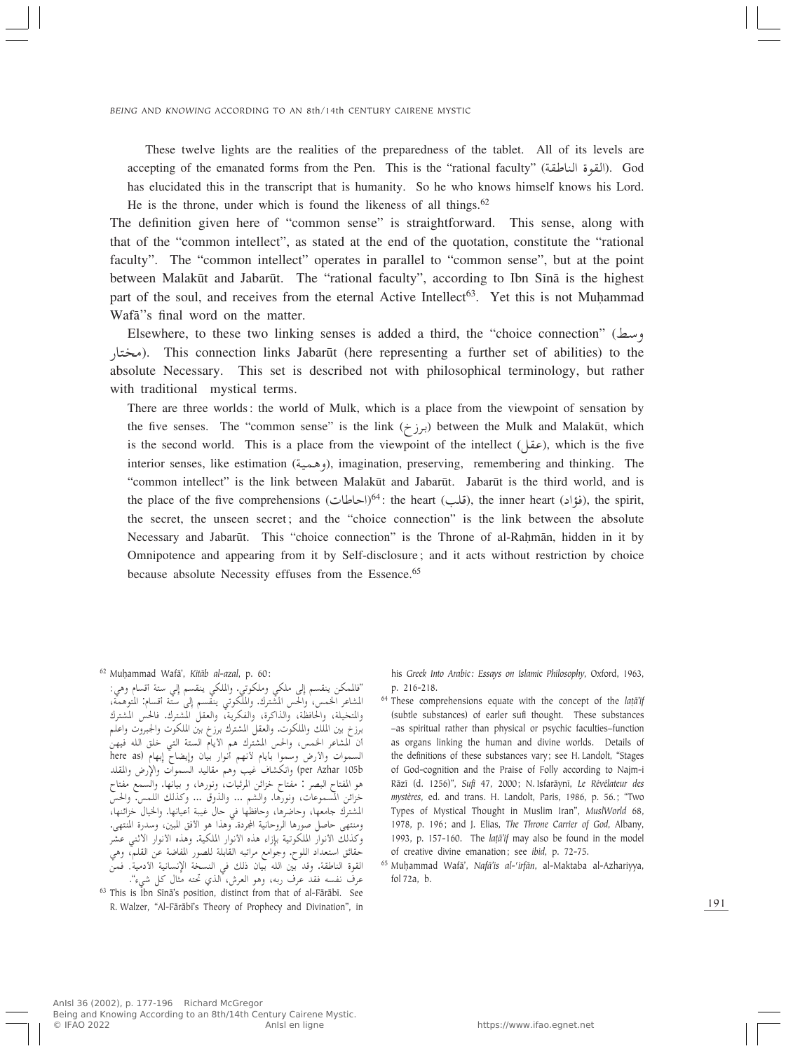These twelve lights are the realities of the preparedness of the tablet. All of its levels are accepting of the emanated forms from the Pen. This is the "rational faculty" (القوة الناطقة). God has elucidated this in the transcript that is humanity. So he who knows himself knows his Lord. He is the throne, under which is found the likeness of all things.[62]

The definition given here of "common sense" is straightforward. This sense, along with that of the "common intellect", as stated at the end of the quotation, constitute the "rational faculty". The "common intellect" operates in parallel to "common sense", but at the point between Malakūt and Jabarūt. The "rational faculty", according to Ibn Sīnā is the highest part of the soul, and receives from the eternal Active Intellect[63]. Yet this is not Muḥammad Wafā''s final word on the matter.

Elsewhere, to these two linking senses is added a third, the "choice connection" (وسط مختار). This connection links Jabarūt (here representing a further set of abilities) to the absolute Necessary. This set is described not with philosophical terminology, but rather with traditional mystical terms.

> There are three worlds: the world of Mulk, which is a place from the viewpoint of sensation by the five senses. The "common sense" is the link (برزخ) between the Mulk and Malakūt, which is the second world. This is a place from the viewpoint of the intellect (عقل), which is the five interior senses, like estimation (وهمية), imagination, preserving, remembering and thinking. The "common intellect" is the link between Malakūt and Jabarūt. Jabarūt is the third world, and is the place of the five comprehensions (احاطات)[64]: the heart (قلب), the inner heart (فؤاد), the spirit, the secret, the unseen secret; and the "choice connection" is the link between the absolute Necessary and Jabarūt. This "choice connection" is the Throne of al-Raḥmān, hidden in it by Omnipotence and appearing from it by Self-disclosure; and it acts without restriction by choice because absolute Necessity effuses from the Essence.[65]

---

[62] Muḥammad Wafā', *Kitāb al-azal*, p. 60:
"فالممكن ينقسم إلى ملكي وملكوتي. والملكي ينقسم إلى ستة أقسام وهي: المشاعر الخمس، والحس المشترك. والملكوتي ينقسم إلى ستة أقسام: المتوهمة، والمتخيلة، والحافظة، والذاكرة، والفكرية، والعقل المشترك. فالحس المشترك برزخ بين الملك والملكوت. والعقل المشترك برزخ بين الملكوت والجبروت واعلم أن المشاعر الخمس، والحس المشترك هم الأيام الستة التي خلق الله فيهن السموات والأرض وسموا بأيام لأنهم أنوار بيان وإيضاح إبهام (here as per Azhar 105b) وانكشاف غيب وهم مقاليد السموات والإرض والمقلد هو المفتاح البصر : مفتاح خزائن المرئيات، ونورها، و بيانها. والسمع مفتاح خزائن المسموعات، ونورها. والشم ... والذوق ... وكذلك اللمس. والحس المشترك جامعها، وحاضرها، وحافظها في حال غيبة أعيانها. والخيال خزائنها، ومنتهى حاصل صورها الروحانية المجردة. وهذا هو الأفق المبين، وسدرة المنتهى. وكذلك الأنوار الملكوتية بإزاء هذه الأنوار الملكية. وهذه الأنوار الاثني عشر حقائق استعداد اللوح. وجوامع مراتبه القابلة للصور المفاضة عن القلم، وهي القوة الناطقة. وقد بين الله بيان ذلك في النسخة الإنسانية الآدمية. فمن عرف نفسه فقد عرف ربه، وهو العرش، الذي تحته مثال كل شيء".

[63] This is Ibn Sīnā's position, distinct from that of al-Fārābī. See R. Walzer, "Al-Fārābī's Theory of Prophecy and Divination", in his *Greek Into Arabic: Essays on Islamic Philosophy*, Oxford, 1963, p. 216-218.

[64] These comprehensions equate with the concept of the *laṭā'if* (subtle substances) of earler sufi thought. These substances –as spiritual rather than physical or psychic faculties–function as organs linking the human and divine worlds. Details of the definitions of these substances vary; see H. Landolt, "Stages of God-cognition and the Praise of Folly according to Najm-i Rāzī (d. 1256)", *Sufi* 47, 2000; N. Isfarāynī, *Le Révélateur des mystères*, ed. and trans. H. Landolt, Paris, 1986, p. 56.; "Two Types of Mystical Thought in Muslim Iran", *MuslWorld* 68, 1978, p. 196; and J. Elias, *The Throne Carrier of God*, Albany, 1993, p. 157-160. The *laṭā'if* may also be found in the model of creative divine emanation; see *ibid*, p. 72-75.

[65] Muḥammad Wafā', *Nafā'is al-'irfān*, al-Maktaba al-Azhariyya, fol 72a, b.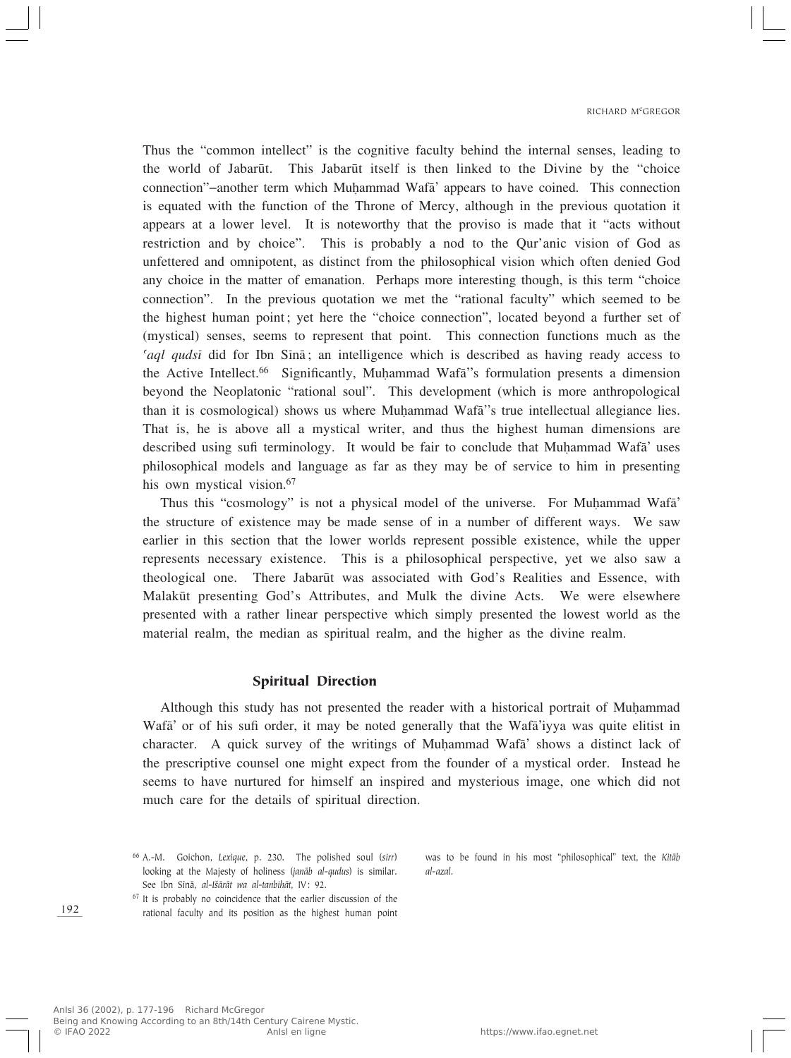Thus the "common intellect" is the cognitive faculty behind the internal senses, leading to the world of Jabarūt. This Jabarūt itself is then linked to the Divine by the "choice connection"–another term which Muḥammad Wafā' appears to have coined. This connection is equated with the function of the Throne of Mercy, although in the previous quotation it appears at a lower level. It is noteworthy that the proviso is made that it "acts without restriction and by choice". This is probably a nod to the Qur'anic vision of God as unfettered and omnipotent, as distinct from the philosophical vision which often denied God any choice in the matter of emanation. Perhaps more interesting though, is this term "choice connection". In the previous quotation we met the "rational faculty" which seemed to be the highest human point; yet here the "choice connection", located beyond a further set of (mystical) senses, seems to represent that point. This connection functions much as the *ʿaql qudsī* did for Ibn Sīnā; an intelligence which is described as having ready access to the Active Intellect.[66] Significantly, Muḥammad Wafā''s formulation presents a dimension beyond the Neoplatonic "rational soul". This development (which is more anthropological than it is cosmological) shows us where Muḥammad Wafā''s true intellectual allegiance lies. That is, he is above all a mystical writer, and thus the highest human dimensions are described using sufi terminology. It would be fair to conclude that Muḥammad Wafā' uses philosophical models and language as far as they may be of service to him in presenting his own mystical vision.[67]

Thus this "cosmology" is not a physical model of the universe. For Muḥammad Wafā' the structure of existence may be made sense of in a number of different ways. We saw earlier in this section that the lower worlds represent possible existence, while the upper represents necessary existence. This is a philosophical perspective, yet we also saw a theological one. There Jabarūt was associated with God's Realities and Essence, with Malakūt presenting God's Attributes, and Mulk the divine Acts. We were elsewhere presented with a rather linear perspective which simply presented the lowest world as the material realm, the median as spiritual realm, and the higher as the divine realm.

### Spiritual Direction

Although this study has not presented the reader with a historical portrait of Muḥammad Wafā' or of his sufi order, it may be noted generally that the Wafā'iyya was quite elitist in character. A quick survey of the writings of Muḥammad Wafā' shows a distinct lack of the prescriptive counsel one might expect from the founder of a mystical order. Instead he seems to have nurtured for himself an inspired and mysterious image, one which did not much care for the details of spiritual direction.

---

[66] A.-M. Goichon, *Lexique*, p. 230. The polished soul (*sirr*) looking at the Majesty of holiness (*janāb al-qudus*) is similar. See Ibn Sīnā, *al-Išārāt wa al-tanbīhāt*, IV: 92.

[67] It is probably no coincidence that the earlier discussion of the rational faculty and its position as the highest human point was to be found in his most "philosophical" text, the *Kitāb al-azal*.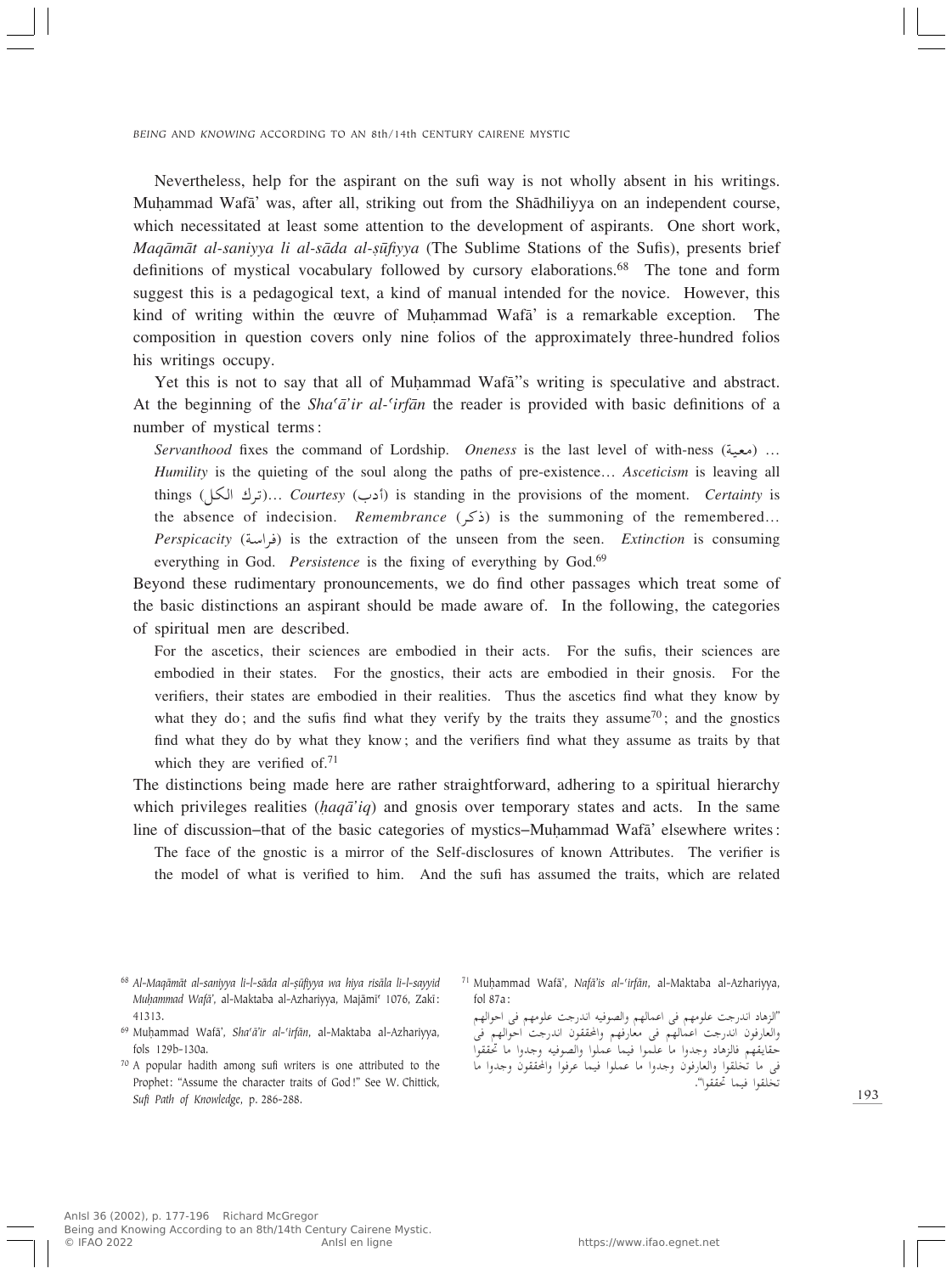Nevertheless, help for the aspirant on the sufi way is not wholly absent in his writings. Muḥammad Wafā' was, after all, striking out from the Shādhiliyya on an independent course, which necessitated at least some attention to the development of aspirants. One short work, *Maqāmāt al-saniyya li al-sāda al-ṣūfiyya* (The Sublime Stations of the Sufis), presents brief definitions of mystical vocabulary followed by cursory elaborations.[68] The tone and form suggest this is a pedagogical text, a kind of manual intended for the novice. However, this kind of writing within the œuvre of Muḥammad Wafā' is a remarkable exception. The composition in question covers only nine folios of the approximately three-hundred folios his writings occupy.

Yet this is not to say that all of Muḥammad Wafā''s writing is speculative and abstract. At the beginning of the *Sha'ā'ir al-'irfān* the reader is provided with basic definitions of a number of mystical terms:

> *Servanthood* fixes the command of Lordship. *Oneness* is the last level of with-ness (معية) … *Humility* is the quieting of the soul along the paths of pre-existence… *Asceticism* is leaving all things (ترك الكل)… *Courtesy* (أدب) is standing in the provisions of the moment. *Certainty* is the absence of indecision. *Remembrance* (ذكر) is the summoning of the remembered… *Perspicacity* (فراسة) is the extraction of the unseen from the seen. *Extinction* is consuming everything in God. *Persistence* is the fixing of everything by God.[69]

Beyond these rudimentary pronouncements, we do find other passages which treat some of the basic distinctions an aspirant should be made aware of. In the following, the categories of spiritual men are described.

> For the ascetics, their sciences are embodied in their acts. For the sufis, their sciences are embodied in their states. For the gnostics, their acts are embodied in their gnosis. For the verifiers, their states are embodied in their realities. Thus the ascetics find what they know by what they do; and the sufis find what they verify by the traits they assume[70]; and the gnostics find what they do by what they know; and the verifiers find what they assume as traits by that which they are verified of.[71]

The distinctions being made here are rather straightforward, adhering to a spiritual hierarchy which privileges realities (*ḥaqā'iq*) and gnosis over temporary states and acts. In the same line of discussion–that of the basic categories of mystics–Muḥammad Wafā' elsewhere writes:

> The face of the gnostic is a mirror of the Self-disclosures of known Attributes. The verifier is the model of what is verified to him. And the sufi has assumed the traits, which are related

---

[68] *Al-Maqāmāt al-saniyya li-l-sāda al-ṣūfiyya wa hiya risāla li-l-sayyid Muḥammad Wafā'*, al-Maktaba al-Azhariyya, Majāmī' 1076, Zakī: 41313.

[69] Muḥammad Wafā', *Sha'ā'ir al-'irfān*, al-Maktaba al-Azhariyya, fols 129b-130a.

[70] A popular hadith among sufi writers is one attributed to the Prophet: "Assume the character traits of God!" See W. Chittick, *Sufi Path of Knowledge*, p. 286-288.

[71] Muḥammad Wafā', *Nafā'is al-'irfān*, al-Maktaba al-Azhariyya, fol 87a:

"الزهاد اندرجت علومهم فى اعمالهم والصوفيه اندرجت علومهم فى احوالهم والعارفون اندرجت اعمالهم فى معارفهم والمحققون اندرجت احوالهم فى حقايقهم فالزهاد وجدوا ما علموا فيما عملوا والصوفيه وجدوا ما تحققوا فى ما تخلقوا والعارفون وجدوا ما عملوا فيما عرفوا والمحققون وجدوا ما تخلقوا فيما تحققوا".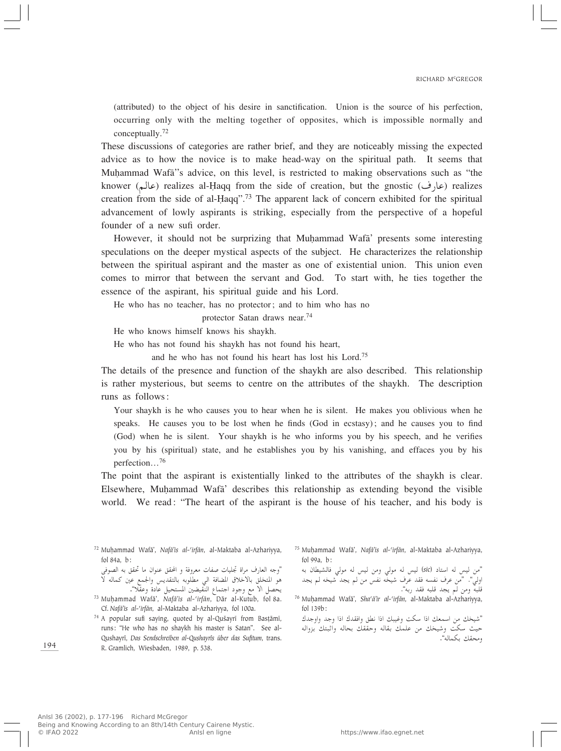(attributed) to the object of his desire in sanctification. Union is the source of his perfection, occurring only with the melting together of opposites, which is impossible normally and conceptually.[72]

These discussions of categories are rather brief, and they are noticeably missing the expected advice as to how the novice is to make head-way on the spiritual path. It seems that Muḥammad Wafā''s advice, on this level, is restricted to making observations such as "the knower (عالم) realizes al-Ḥaqq from the side of creation, but the gnostic (عارف) realizes creation from the side of al-Ḥaqq".[73] The apparent lack of concern exhibited for the spiritual advancement of lowly aspirants is striking, especially from the perspective of a hopeful founder of a new sufi order.

However, it should not be surprizing that Muḥammad Wafā' presents some interesting speculations on the deeper mystical aspects of the subject. He characterizes the relationship between the spiritual aspirant and the master as one of existential union. This union even comes to mirror that between the servant and God. To start with, he ties together the essence of the aspirant, his spiritual guide and his Lord.

> He who has no teacher, has no protector; and to him who has no protector Satan draws near.[74]
>
> He who knows himself knows his shaykh.
>
> He who has not found his shaykh has not found his heart, and he who has not found his heart has lost his Lord.[75]

The details of the presence and function of the shaykh are also described. This relationship is rather mysterious, but seems to centre on the attributes of the shaykh. The description runs as follows:

> Your shaykh is he who causes you to hear when he is silent. He makes you oblivious when he speaks. He causes you to be lost when he finds (God in ecstasy); and he causes you to find (God) when he is silent. Your shaykh is he who informs you by his speech, and he verifies you by his (spiritual) state, and he establishes you by his vanishing, and effaces you by his perfection…[76]

The point that the aspirant is existentially linked to the attributes of the shaykh is clear. Elsewhere, Muḥammad Wafā' describes this relationship as extending beyond the visible world. We read: "The heart of the aspirant is the house of his teacher, and his body is

---

[72] Muḥammad Wafā', *Nafā'is al-'irfān*, al-Maktaba al-Azhariyya, fol 84a, b:
"وجه العارف مراة تجليات صفات معروفة و المحقق عنوان ما تحقق به الصوفى هو المتخلق بالاخلاق المضافة الى مطلوبه بالتقديس والجمع عين كماله لا يحصل الا مع وجود اجتماع النقيضين المستحيل عادة وعقلا".

[73] Muḥammad Wafā', *Nafā'is al-'irfān*, Dār al-Kutub, fol 8a. Cf. *Nafā'is al-'irfān*, al-Maktaba al-Azhariyya, fol 100a.

[74] A popular sufi saying, quoted by al-Qušayrī from Basṭāmī, runs: "He who has no shaykh his master is Satan". See al-Qushayrī, *Das Sendschreiben al-Qushayrîs über das Sufitum*, trans. R. Gramlich, Wiesbaden, 1989, p. 538.

[75] Muḥammad Wafā', *Nafā'is al-'irfān*, al-Maktaba al-Azhariyya, fol 99a, b:
"من ليس له استاد (*sic*) ليس له مولي ومن ليس له مولي فالشيطان به اولي". "من عرف نفسه فقد عرف شيخه نفس من لم يجد شيخه لم يجد قلبه ومن لم يجد قلبه فقد ربه".

[76] Muḥammad Wafā', *Sha'ā'ir al-'irfān*, al-Maktaba al-Azhariyya, fol 139b:
"شيخك من اسمعك اذا سكت وغيبك اذا نطق وافقدك اذا وجد واوجدك حيث سكت وشيخك من علمك بقاله وحققك بحاله واثبتك بزواله ومحقك بكماله".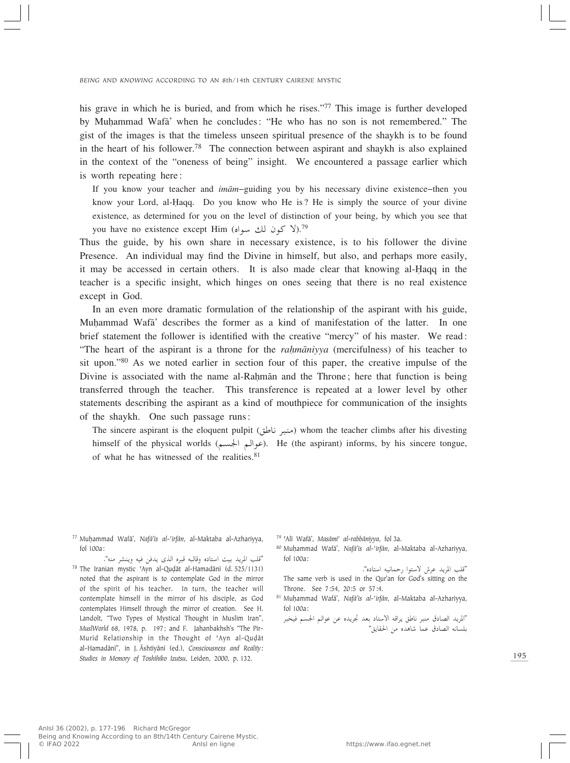his grave in which he is buried, and from which he rises."[77] This image is further developed by Muḥammad Wafā' when he concludes: "He who has no son is not remembered." The gist of the images is that the timeless unseen spiritual presence of the shaykh is to be found in the heart of his follower.[78] The connection between aspirant and shaykh is also explained in the context of the "oneness of being" insight. We encountered a passage earlier which is worth repeating here:

> If you know your teacher and *imām*–guiding you by his necessary divine existence–then you know your Lord, al-Ḥaqq. Do you know who He is? He is simply the source of your divine existence, as determined for you on the level of distinction of your being, by which you see that you have no existence except Him (لا كون لك سواه).[79]

Thus the guide, by his own share in necessary existence, is to his follower the divine Presence. An individual may find the Divine in himself, but also, and perhaps more easily, it may be accessed in certain others. It is also made clear that knowing al-Ḥaqq in the teacher is a specific insight, which hinges on ones seeing that there is no real existence except in God.

In an even more dramatic formulation of the relationship of the aspirant with his guide, Muḥammad Wafā' describes the former as a kind of manifestation of the latter. In one brief statement the follower is identified with the creative "mercy" of his master. We read: "The heart of the aspirant is a throne for the *raḥmāniyya* (mercifulness) of his teacher to sit upon."[80] As we noted earlier in section four of this paper, the creative impulse of the Divine is associated with the name al-Raḥmān and the Throne; here that function is being transferred through the teacher. This transference is repeated at a lower level by other statements describing the aspirant as a kind of mouthpiece for communication of the insights of the shaykh. One such passage runs:

> The sincere aspirant is the eloquent pulpit (منبر ناطق) whom the teacher climbs after his divesting himself of the physical worlds (عوالم الجسم). He (the aspirant) informs, by his sincere tongue, of what he has witnessed of the realities.[81]

---

[77] Muḥammad Wafā', *Nafā'is al-'irfān*, al-Maktaba al-Azhariyya, fol 100a:

"قلب المريد بيت استاده وقالبه قبره الذى يدفن فيه وينشر منه".

[78] The Iranian mystic 'Ayn al-Quḍāt al-Hamadānī (d. 525/1131) noted that the aspirant is to contemplate God in the mirror of the spirit of his teacher. In turn, the teacher will contemplate himself in the mirror of his disciple, as God contemplates Himself through the mirror of creation. See H. Landolt, "Two Types of Mystical Thought in Muslim Iran", *MuslWorld* 68, 1978, p. 197; and F. Jahanbakhsh's "The Pir-Murid Relationship in the Thought of 'Ayn al-Quḍāt al-Hamadānī", in J. Āshtiyānī (ed.), *Consciousness and Reality: Studies in Memory of Toshihiko Izutsu*, Leiden, 2000, p. 132.

[79] 'Alī Wafā', *Masāmi' al-rabbāniyya*, fol 3a.

[80] Muḥammad Wafā', *Nafā'is al-'irfān*, al-Maktaba al-Azhariyya, fol 100a:

"قلب المريد عرش لاستوا رحمانيه استاده".

The same verb is used in the Qur'an for God's sitting on the Throne. See 7:54, 20:5 or 57:4.

[81] Muḥammad Wafā', *Nafā'is al-'irfān*, al-Maktaba al-Azhariyya, fol 100a:

"المريد الصادق منبر ناطق يراقه الاستاد بعد تجريده عن عوالم الجسم فيخبر بلسانه الصادق عما شاهده من الحقايق"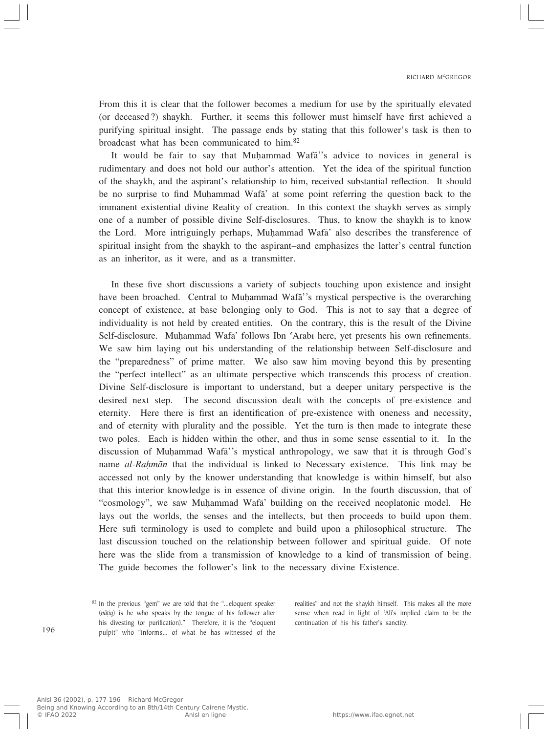From this it is clear that the follower becomes a medium for use by the spiritually elevated (or deceased ?) shaykh. Further, it seems this follower must himself have first achieved a purifying spiritual insight. The passage ends by stating that this follower's task is then to broadcast what has been communicated to him.[82]

It would be fair to say that Muḥammad Wafā''s advice to novices in general is rudimentary and does not hold our author's attention. Yet the idea of the spiritual function of the shaykh, and the aspirant's relationship to him, received substantial reflection. It should be no surprise to find Muḥammad Wafā' at some point referring the question back to the immanent existential divine Reality of creation. In this context the shaykh serves as simply one of a number of possible divine Self-disclosures. Thus, to know the shaykh is to know the Lord. More intriguingly perhaps, Muḥammad Wafā' also describes the transference of spiritual insight from the shaykh to the aspirant–and emphasizes the latter's central function as an inheritor, as it were, and as a transmitter.

In these five short discussions a variety of subjects touching upon existence and insight have been broached. Central to Muḥammad Wafā''s mystical perspective is the overarching concept of existence, at base belonging only to God. This is not to say that a degree of individuality is not held by created entities. On the contrary, this is the result of the Divine Self-disclosure. Muḥammad Wafā' follows Ibn ʿArabī here, yet presents his own refinements. We saw him laying out his understanding of the relationship between Self-disclosure and the "preparedness" of prime matter. We also saw him moving beyond this by presenting the "perfect intellect" as an ultimate perspective which transcends this process of creation. Divine Self-disclosure is important to understand, but a deeper unitary perspective is the desired next step. The second discussion dealt with the concepts of pre-existence and eternity. Here there is first an identification of pre-existence with oneness and necessity, and of eternity with plurality and the possible. Yet the turn is then made to integrate these two poles. Each is hidden within the other, and thus in some sense essential to it. In the discussion of Muḥammad Wafā''s mystical anthropology, we saw that it is through God's name *al-Raḥmān* that the individual is linked to Necessary existence. This link may be accessed not only by the knower understanding that knowledge is within himself, but also that this interior knowledge is in essence of divine origin. In the fourth discussion, that of "cosmology", we saw Muḥammad Wafā' building on the received neoplatonic model. He lays out the worlds, the senses and the intellects, but then proceeds to build upon them. Here sufi terminology is used to complete and build upon a philosophical structure. The last discussion touched on the relationship between follower and spiritual guide. Of note here was the slide from a transmission of knowledge to a kind of transmission of being. The guide becomes the follower's link to the necessary divine Existence.

[82] In the previous "gem" we are told that the "...eloquent speaker (*nāṭiq*) is he who speaks by the tongue of his follower after his divesting (or purification)." Therefore, it is the "eloquent pulpit" who "informs... of what he has witnessed of the realities" and not the shaykh himself. This makes all the more sense when read in light of ʿAlī's implied claim to be the continuation of his his father's sanctity.